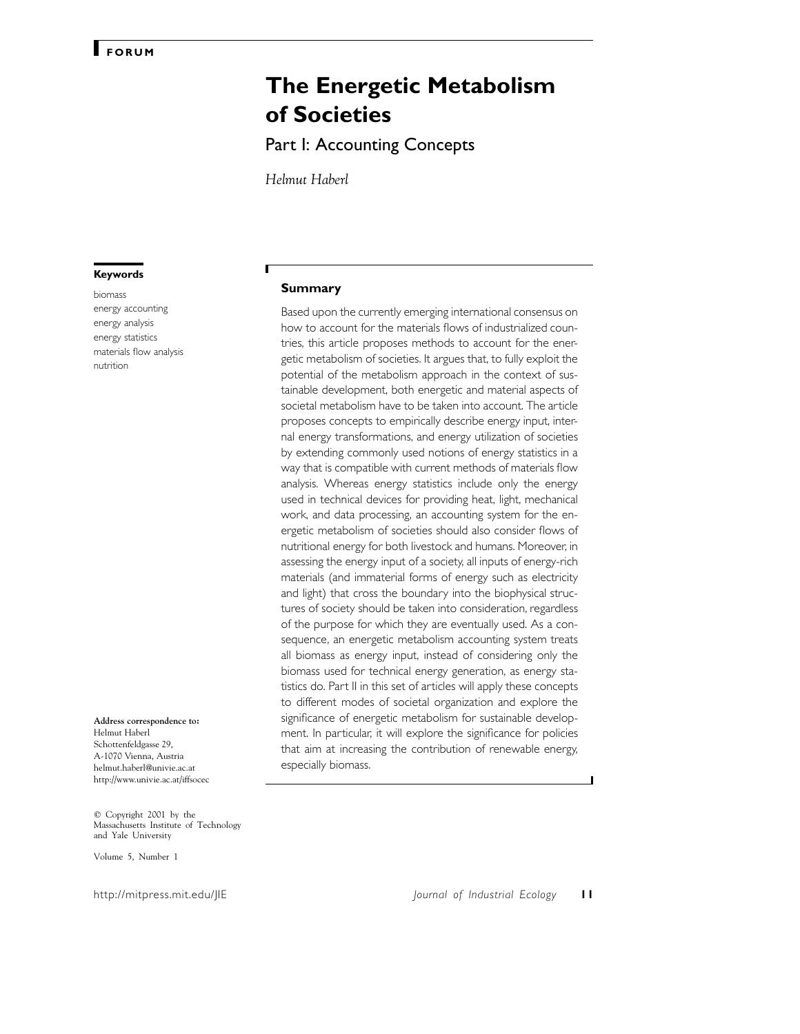FORUM

# The Energetic Metabolism of Societies

## Part I: Accounting Concepts

*Helmut Haberl*

### Keywords

biomass
energy accounting
energy analysis
energy statistics
materials flow analysis
nutrition

### Summary

Based upon the currently emerging international consensus on how to account for the materials flows of industrialized countries, this article proposes methods to account for the energetic metabolism of societies. It argues that, to fully exploit the potential of the metabolism approach in the context of sustainable development, both energetic and material aspects of societal metabolism have to be taken into account. The article proposes concepts to empirically describe energy input, internal energy transformations, and energy utilization of societies by extending commonly used notions of energy statistics in a way that is compatible with current methods of materials flow analysis. Whereas energy statistics include only the energy used in technical devices for providing heat, light, mechanical work, and data processing, an accounting system for the energetic metabolism of societies should also consider flows of nutritional energy for both livestock and humans. Moreover, in assessing the energy input of a society, all inputs of energy-rich materials (and immaterial forms of energy such as electricity and light) that cross the boundary into the biophysical structures of society should be taken into consideration, regardless of the purpose for which they are eventually used. As a consequence, an energetic metabolism accounting system treats all biomass as energy input, instead of considering only the biomass used for technical energy generation, as energy statistics do. Part II in this set of articles will apply these concepts to different modes of societal organization and explore the significance of energetic metabolism for sustainable development. In particular, it will explore the significance for policies that aim at increasing the contribution of renewable energy, especially biomass.

**Address correspondence to:**
Helmut Haberl
Schottenfeldgasse 29,
A-1070 Vienna, Austria
helmut.haberl@univie.ac.at
http://www.univie.ac.at/iffsocec

© Copyright 2001 by the Massachusetts Institute of Technology and Yale University

Volume 5, Number 1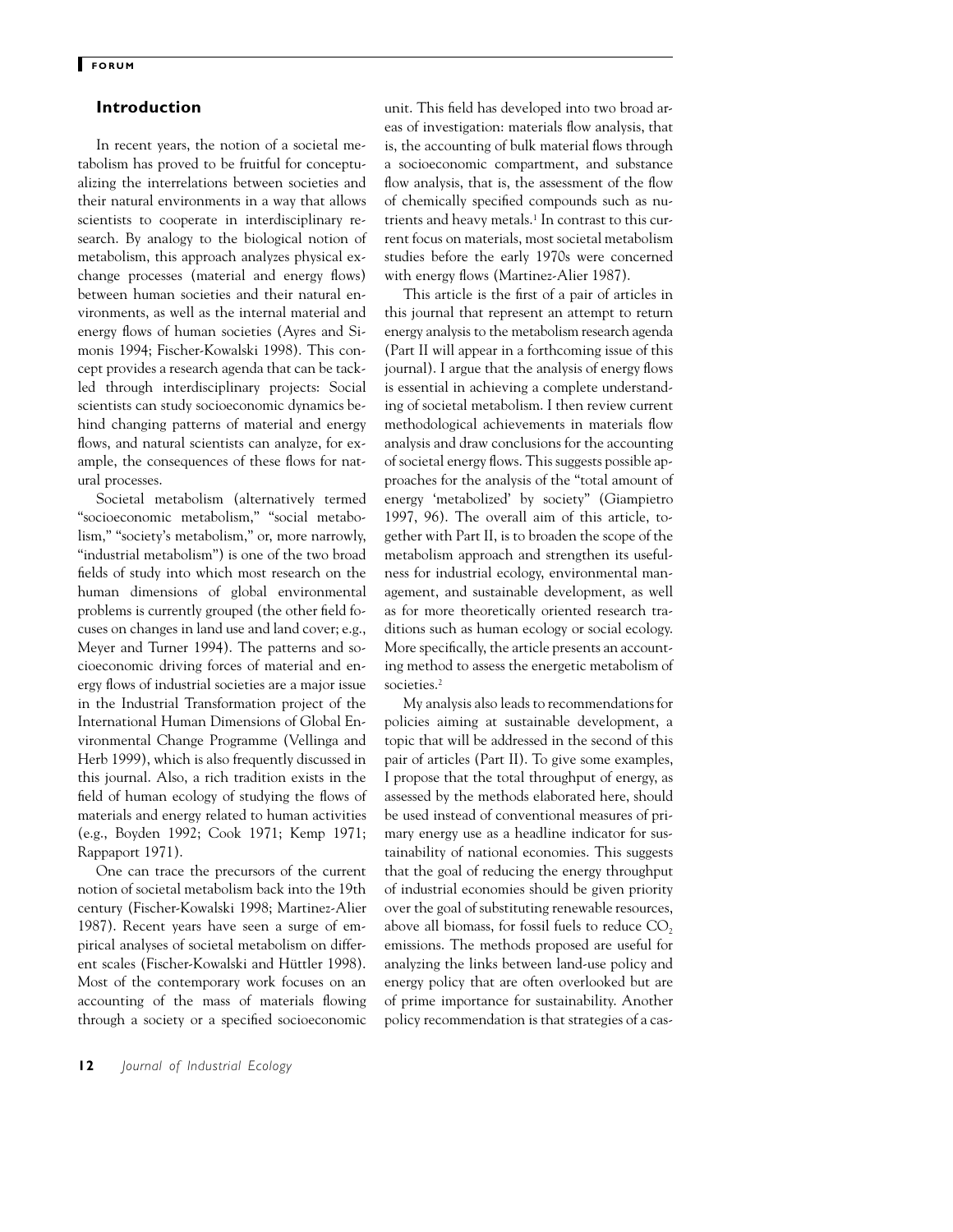## Introduction

In recent years, the notion of a societal metabolism has proved to be fruitful for conceptualizing the interrelations between societies and their natural environments in a way that allows scientists to cooperate in interdisciplinary research. By analogy to the biological notion of metabolism, this approach analyzes physical exchange processes (material and energy flows) between human societies and their natural environments, as well as the internal material and energy flows of human societies (Ayres and Simonis 1994; Fischer-Kowalski 1998). This concept provides a research agenda that can be tackled through interdisciplinary projects: Social scientists can study socioeconomic dynamics behind changing patterns of material and energy flows, and natural scientists can analyze, for example, the consequences of these flows for natural processes.

Societal metabolism (alternatively termed "socioeconomic metabolism," "social metabolism," "society's metabolism," or, more narrowly, "industrial metabolism") is one of the two broad fields of study into which most research on the human dimensions of global environmental problems is currently grouped (the other field focuses on changes in land use and land cover; e.g., Meyer and Turner 1994). The patterns and socioeconomic driving forces of material and energy flows of industrial societies are a major issue in the Industrial Transformation project of the International Human Dimensions of Global Environmental Change Programme (Vellinga and Herb 1999), which is also frequently discussed in this journal. Also, a rich tradition exists in the field of human ecology of studying the flows of materials and energy related to human activities (e.g., Boyden 1992; Cook 1971; Kemp 1971; Rappaport 1971).

One can trace the precursors of the current notion of societal metabolism back into the 19th century (Fischer-Kowalski 1998; Martinez-Alier 1987). Recent years have seen a surge of empirical analyses of societal metabolism on different scales (Fischer-Kowalski and Hüttler 1998). Most of the contemporary work focuses on an accounting of the mass of materials flowing through a society or a specified socioeconomic unit. This field has developed into two broad areas of investigation: materials flow analysis, that is, the accounting of bulk material flows through a socioeconomic compartment, and substance flow analysis, that is, the assessment of the flow of chemically specified compounds such as nutrients and heavy metals.[1] In contrast to this current focus on materials, most societal metabolism studies before the early 1970s were concerned with energy flows (Martinez-Alier 1987).

This article is the first of a pair of articles in this journal that represent an attempt to return energy analysis to the metabolism research agenda (Part II will appear in a forthcoming issue of this journal). I argue that the analysis of energy flows is essential in achieving a complete understanding of societal metabolism. I then review current methodological achievements in materials flow analysis and draw conclusions for the accounting of societal energy flows. This suggests possible approaches for the analysis of the "total amount of energy 'metabolized' by society" (Giampietro 1997, 96). The overall aim of this article, together with Part II, is to broaden the scope of the metabolism approach and strengthen its usefulness for industrial ecology, environmental management, and sustainable development, as well as for more theoretically oriented research traditions such as human ecology or social ecology. More specifically, the article presents an accounting method to assess the energetic metabolism of societies.[2]

My analysis also leads to recommendations for policies aiming at sustainable development, a topic that will be addressed in the second of this pair of articles (Part II). To give some examples, I propose that the total throughput of energy, as assessed by the methods elaborated here, should be used instead of conventional measures of primary energy use as a headline indicator for sustainability of national economies. This suggests that the goal of reducing the energy throughput of industrial economies should be given priority over the goal of substituting renewable resources, above all biomass, for fossil fuels to reduce $CO_2$ emissions. The methods proposed are useful for analyzing the links between land-use policy and energy policy that are often overlooked but are of prime importance for sustainability. Another policy recommendation is that strategies of a cas-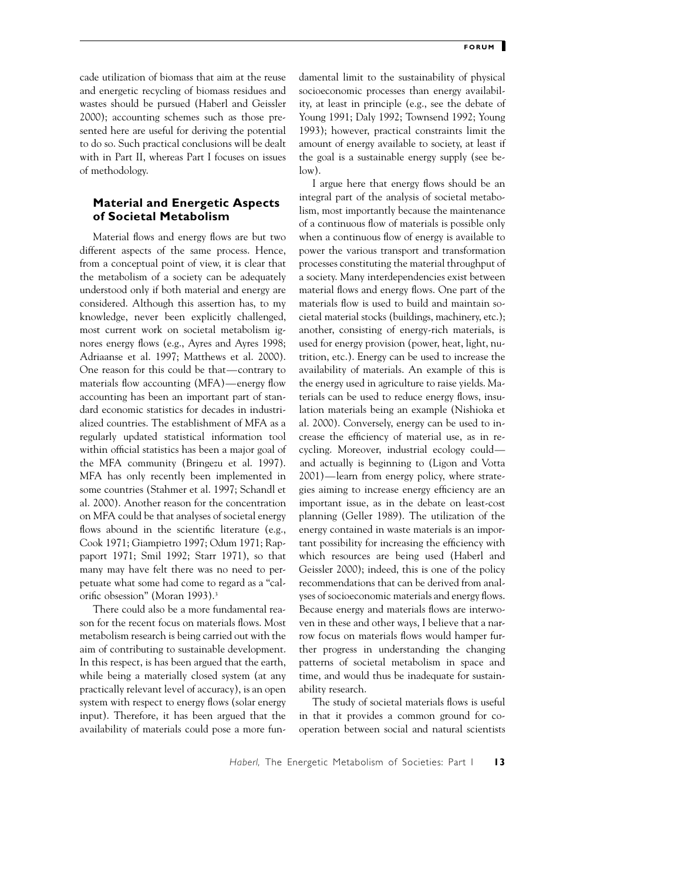cade utilization of biomass that aim at the reuse and energetic recycling of biomass residues and wastes should be pursued (Haberl and Geissler 2000); accounting schemes such as those presented here are useful for deriving the potential to do so. Such practical conclusions will be dealt with in Part II, whereas Part I focuses on issues of methodology.

## Material and Energetic Aspects of Societal Metabolism

Material flows and energy flows are but two different aspects of the same process. Hence, from a conceptual point of view, it is clear that the metabolism of a society can be adequately understood only if both material and energy are considered. Although this assertion has, to my knowledge, never been explicitly challenged, most current work on societal metabolism ignores energy flows (e.g., Ayres and Ayres 1998; Adriaanse et al. 1997; Matthews et al. 2000). One reason for this could be that—contrary to materials flow accounting (MFA)—energy flow accounting has been an important part of standard economic statistics for decades in industrialized countries. The establishment of MFA as a regularly updated statistical information tool within official statistics has been a major goal of the MFA community (Bringezu et al. 1997). MFA has only recently been implemented in some countries (Stahmer et al. 1997; Schandl et al. 2000). Another reason for the concentration on MFA could be that analyses of societal energy flows abound in the scientific literature (e.g., Cook 1971; Giampietro 1997; Odum 1971; Rappaport 1971; Smil 1992; Starr 1971), so that many may have felt there was no need to perpetuate what some had come to regard as a "calorific obsession" (Moran 1993).[3]

There could also be a more fundamental reason for the recent focus on materials flows. Most metabolism research is being carried out with the aim of contributing to sustainable development. In this respect, is has been argued that the earth, while being a materially closed system (at any practically relevant level of accuracy), is an open system with respect to energy flows (solar energy input). Therefore, it has been argued that the availability of materials could pose a more fundamental limit to the sustainability of physical socioeconomic processes than energy availability, at least in principle (e.g., see the debate of Young 1991; Daly 1992; Townsend 1992; Young 1993); however, practical constraints limit the amount of energy available to society, at least if the goal is a sustainable energy supply (see below).

I argue here that energy flows should be an integral part of the analysis of societal metabolism, most importantly because the maintenance of a continuous flow of materials is possible only when a continuous flow of energy is available to power the various transport and transformation processes constituting the material throughput of a society. Many interdependencies exist between material flows and energy flows. One part of the materials flow is used to build and maintain societal material stocks (buildings, machinery, etc.); another, consisting of energy-rich materials, is used for energy provision (power, heat, light, nutrition, etc.). Energy can be used to increase the availability of materials. An example of this is the energy used in agriculture to raise yields. Materials can be used to reduce energy flows, insulation materials being an example (Nishioka et al. 2000). Conversely, energy can be used to increase the efficiency of material use, as in recycling. Moreover, industrial ecology could—and actually is beginning to (Ligon and Votta 2001)—learn from energy policy, where strategies aiming to increase energy efficiency are an important issue, as in the debate on least-cost planning (Geller 1989). The utilization of the energy contained in waste materials is an important possibility for increasing the efficiency with which resources are being used (Haberl and Geissler 2000); indeed, this is one of the policy recommendations that can be derived from analyses of socioeconomic materials and energy flows. Because energy and materials flows are interwoven in these and other ways, I believe that a narrow focus on materials flows would hamper further progress in understanding the changing patterns of societal metabolism in space and time, and would thus be inadequate for sustainability research.

The study of societal materials flows is useful in that it provides a common ground for cooperation between social and natural scientists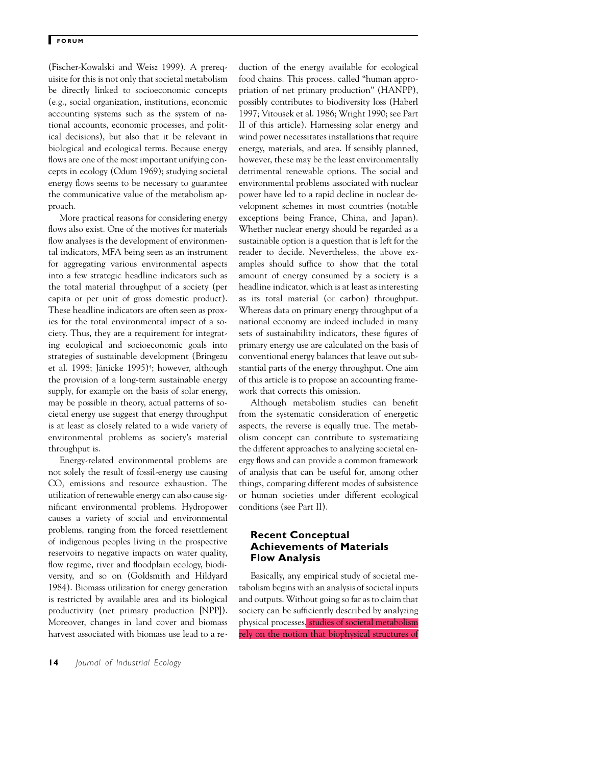(Fischer-Kowalski and Weisz 1999). A prerequisite for this is not only that societal metabolism be directly linked to socioeconomic concepts (e.g., social organization, institutions, economic accounting systems such as the system of national accounts, economic processes, and political decisions), but also that it be relevant in biological and ecological terms. Because energy flows are one of the most important unifying concepts in ecology (Odum 1969); studying societal energy flows seems to be necessary to guarantee the communicative value of the metabolism approach.

More practical reasons for considering energy flows also exist. One of the motives for materials flow analyses is the development of environmental indicators, MFA being seen as an instrument for aggregating various environmental aspects into a few strategic headline indicators such as the total material throughput of a society (per capita or per unit of gross domestic product). These headline indicators are often seen as proxies for the total environmental impact of a society. Thus, they are a requirement for integrating ecological and socioeconomic goals into strategies of sustainable development (Bringezu et al. 1998; Jänicke 1995)[4]; however, although the provision of a long-term sustainable energy supply, for example on the basis of solar energy, may be possible in theory, actual patterns of societal energy use suggest that energy throughput is at least as closely related to a wide variety of environmental problems as society's material throughput is.

Energy-related environmental problems are not solely the result of fossil-energy use causing $CO_2$ emissions and resource exhaustion. The utilization of renewable energy can also cause significant environmental problems. Hydropower causes a variety of social and environmental problems, ranging from the forced resettlement of indigenous peoples living in the prospective reservoirs to negative impacts on water quality, flow regime, river and floodplain ecology, biodiversity, and so on (Goldsmith and Hildyard 1984). Biomass utilization for energy generation is restricted by available area and its biological productivity (net primary production [NPP]). Moreover, changes in land cover and biomass harvest associated with biomass use lead to a reduction of the energy available for ecological food chains. This process, called "human appropriation of net primary production" (HANPP), possibly contributes to biodiversity loss (Haberl 1997; Vitousek et al. 1986; Wright 1990; see Part II of this article). Harnessing solar energy and wind power necessitates installations that require energy, materials, and area. If sensibly planned, however, these may be the least environmentally detrimental renewable options. The social and environmental problems associated with nuclear power have led to a rapid decline in nuclear development schemes in most countries (notable exceptions being France, China, and Japan). Whether nuclear energy should be regarded as a sustainable option is a question that is left for the reader to decide. Nevertheless, the above examples should suffice to show that the total amount of energy consumed by a society is a headline indicator, which is at least as interesting as its total material (or carbon) throughput. Whereas data on primary energy throughput of a national economy are indeed included in many sets of sustainability indicators, these figures of primary energy use are calculated on the basis of conventional energy balances that leave out substantial parts of the energy throughput. One aim of this article is to propose an accounting framework that corrects this omission.

Although metabolism studies can benefit from the systematic consideration of energetic aspects, the reverse is equally true. The metabolism concept can contribute to systematizing the different approaches to analyzing societal energy flows and can provide a common framework of analysis that can be useful for, among other things, comparing different modes of subsistence or human societies under different ecological conditions (see Part II).

## Recent Conceptual Achievements of Materials Flow Analysis

Basically, any empirical study of societal metabolism begins with an analysis of societal inputs and outputs. Without going so far as to claim that society can be sufficiently described by analyzing physical processes, studies of societal metabolism rely on the notion that biophysical structures of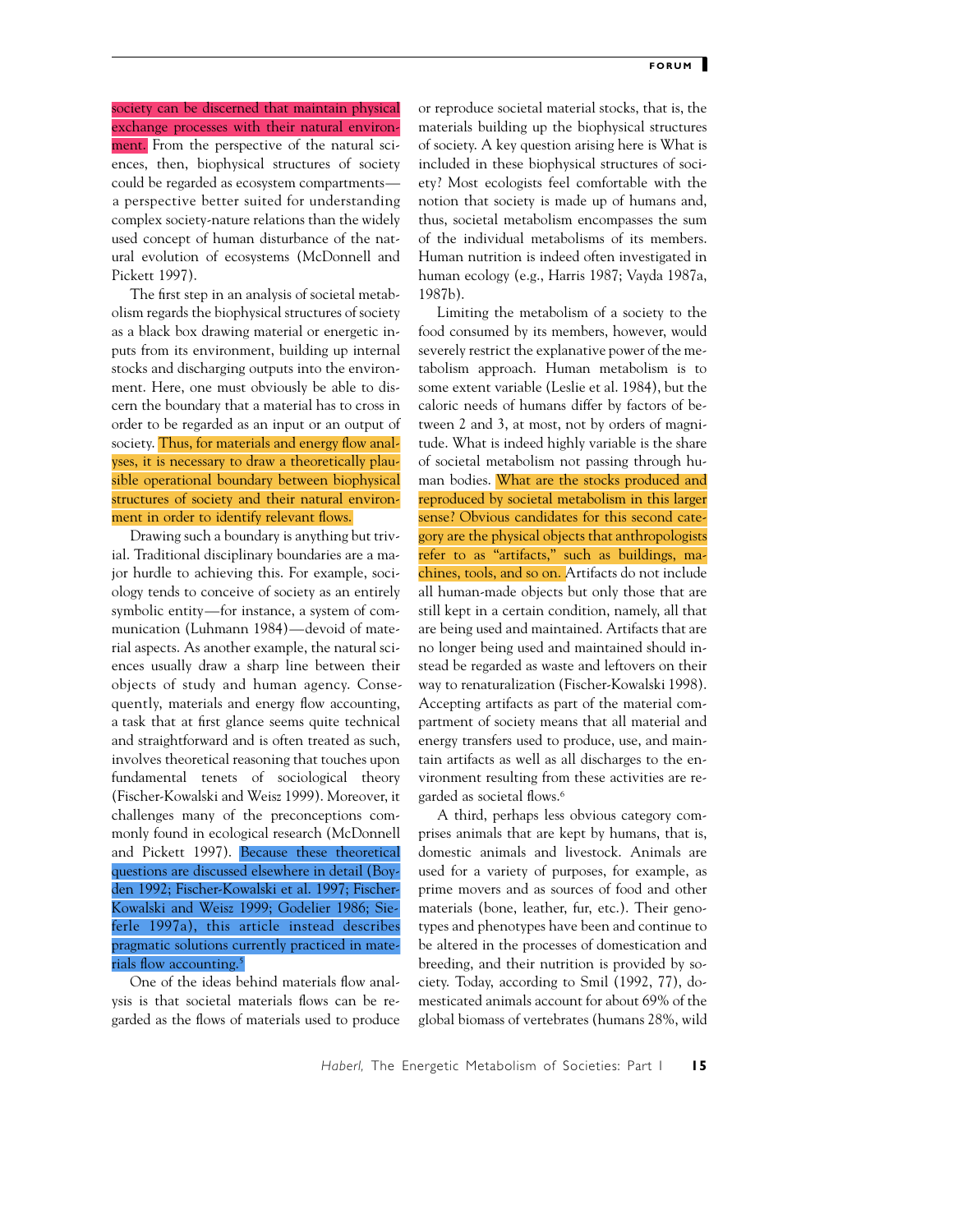society can be discerned that maintain physical exchange processes with their natural environment. From the perspective of the natural sciences, then, biophysical structures of society could be regarded as ecosystem compartments—a perspective better suited for understanding complex society-nature relations than the widely used concept of human disturbance of the natural evolution of ecosystems (McDonnell and Pickett 1997).

The first step in an analysis of societal metabolism regards the biophysical structures of society as a black box drawing material or energetic inputs from its environment, building up internal stocks and discharging outputs into the environment. Here, one must obviously be able to discern the boundary that a material has to cross in order to be regarded as an input or an output of society. Thus, for materials and energy flow analyses, it is necessary to draw a theoretically plausible operational boundary between biophysical structures of society and their natural environment in order to identify relevant flows.

Drawing such a boundary is anything but trivial. Traditional disciplinary boundaries are a major hurdle to achieving this. For example, sociology tends to conceive of society as an entirely symbolic entity—for instance, a system of communication (Luhmann 1984)—devoid of material aspects. As another example, the natural sciences usually draw a sharp line between their objects of study and human agency. Consequently, materials and energy flow accounting, a task that at first glance seems quite technical and straightforward and is often treated as such, involves theoretical reasoning that touches upon fundamental tenets of sociological theory (Fischer-Kowalski and Weisz 1999). Moreover, it challenges many of the preconceptions commonly found in ecological research (McDonnell and Pickett 1997). Because these theoretical questions are discussed elsewhere in detail (Boyden 1992; Fischer-Kowalski et al. 1997; Fischer-Kowalski and Weisz 1999; Godelier 1986; Sieferle 1997a), this article instead describes pragmatic solutions currently practiced in materials flow accounting.[5]

One of the ideas behind materials flow analysis is that societal materials flows can be regarded as the flows of materials used to produce or reproduce societal material stocks, that is, the materials building up the biophysical structures of society. A key question arising here is What is included in these biophysical structures of society? Most ecologists feel comfortable with the notion that society is made up of humans and, thus, societal metabolism encompasses the sum of the individual metabolisms of its members. Human nutrition is indeed often investigated in human ecology (e.g., Harris 1987; Vayda 1987a, 1987b).

Limiting the metabolism of a society to the food consumed by its members, however, would severely restrict the explanatory power of the metabolism approach. Human metabolism is to some extent variable (Leslie et al. 1984), but the caloric needs of humans differ by factors of between 2 and 3, at most, not by orders of magnitude. What is indeed highly variable is the share of societal metabolism not passing through human bodies. What are the stocks produced and reproduced by societal metabolism in this larger sense? Obvious candidates for this second category are the physical objects that anthropologists refer to as "artifacts," such as buildings, machines, tools, and so on. Artifacts do not include all human-made objects but only those that are still kept in a certain condition, namely, all that are being used and maintained. Artifacts that are no longer being used and maintained should instead be regarded as waste and leftovers on their way to renaturalization (Fischer-Kowalski 1998). Accepting artifacts as part of the material compartment of society means that all material and energy transfers used to produce, use, and maintain artifacts as well as all discharges to the environment resulting from these activities are regarded as societal flows.[6]

A third, perhaps less obvious category comprises animals that are kept by humans, that is, domestic animals and livestock. Animals are used for a variety of purposes, for example, as prime movers and as sources of food and other materials (bone, leather, fur, etc.). Their genotypes and phenotypes have been and continue to be altered in the processes of domestication and breeding, and their nutrition is provided by society. Today, according to Smil (1992, 77), domesticated animals account for about 69% of the global biomass of vertebrates (humans 28%, wild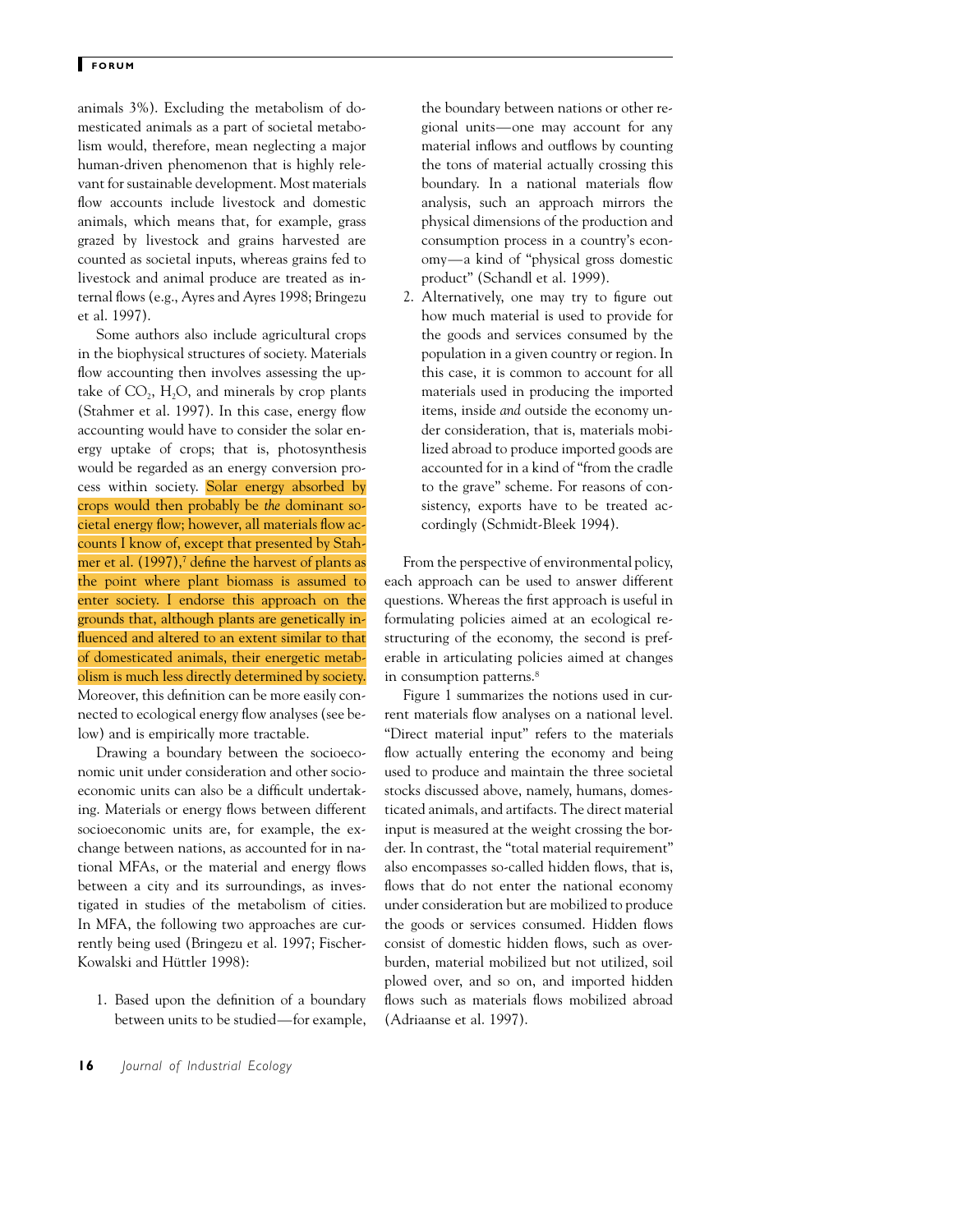animals 3%). Excluding the metabolism of domesticated animals as a part of societal metabolism would, therefore, mean neglecting a major human-driven phenomenon that is highly relevant for sustainable development. Most materials flow accounts include livestock and domestic animals, which means that, for example, grass grazed by livestock and grains harvested are counted as societal inputs, whereas grains fed to livestock and animal produce are treated as internal flows (e.g., Ayres and Ayres 1998; Bringezu et al. 1997).

Some authors also include agricultural crops in the biophysical structures of society. Materials flow accounting then involves assessing the uptake of $CO_2$, $H_2O$, and minerals by crop plants (Stahmer et al. 1997). In this case, energy flow accounting would have to consider the solar energy uptake of crops; that is, photosynthesis would be regarded as an energy conversion process within society. Solar energy absorbed by crops would then probably be *the* dominant societal energy flow; however, all materials flow accounts I know of, except that presented by Stahmer et al. (1997),[7] define the harvest of plants as the point where plant biomass is assumed to enter society. I endorse this approach on the grounds that, although plants are genetically influenced and altered to an extent similar to that of domesticated animals, their energetic metabolism is much less directly determined by society. Moreover, this definition can be more easily connected to ecological energy flow analyses (see below) and is empirically more tractable.

Drawing a boundary between the socioeconomic unit under consideration and other socioeconomic units can also be a difficult undertaking. Materials or energy flows between different socioeconomic units are, for example, the exchange between nations, as accounted for in national MFAs, or the material and energy flows between a city and its surroundings, as investigated in studies of the metabolism of cities. In MFA, the following two approaches are currently being used (Bringezu et al. 1997; Fischer-Kowalski and Hüttler 1998):

1. Based upon the definition of a boundary between units to be studied—for example, the boundary between nations or other regional units—one may account for any material inflows and outflows by counting the tons of material actually crossing this boundary. In a national materials flow analysis, such an approach mirrors the physical dimensions of the production and consumption process in a country's economy—a kind of "physical gross domestic product" (Schandl et al. 1999).
2. Alternatively, one may try to figure out how much material is used to provide for the goods and services consumed by the population in a given country or region. In this case, it is common to account for all materials used in producing the imported items, inside *and* outside the economy under consideration, that is, materials mobilized abroad to produce imported goods are accounted for in a kind of "from the cradle to the grave" scheme. For reasons of consistency, exports have to be treated accordingly (Schmidt-Bleek 1994).

From the perspective of environmental policy, each approach can be used to answer different questions. Whereas the first approach is useful in formulating policies aimed at an ecological restructuring of the economy, the second is preferable in articulating policies aimed at changes in consumption patterns.[8]

Figure 1 summarizes the notions used in current materials flow analyses on a national level. "Direct material input" refers to the materials flow actually entering the economy and being used to produce and maintain the three societal stocks discussed above, namely, humans, domesticated animals, and artifacts. The direct material input is measured at the weight crossing the border. In contrast, the "total material requirement" also encompasses so-called hidden flows, that is, flows that do not enter the national economy under consideration but are mobilized to produce the goods or services consumed. Hidden flows consist of domestic hidden flows, such as overburden, material mobilized but not utilized, soil plowed over, and so on, and imported hidden flows such as materials flows mobilized abroad (Adriaanse et al. 1997).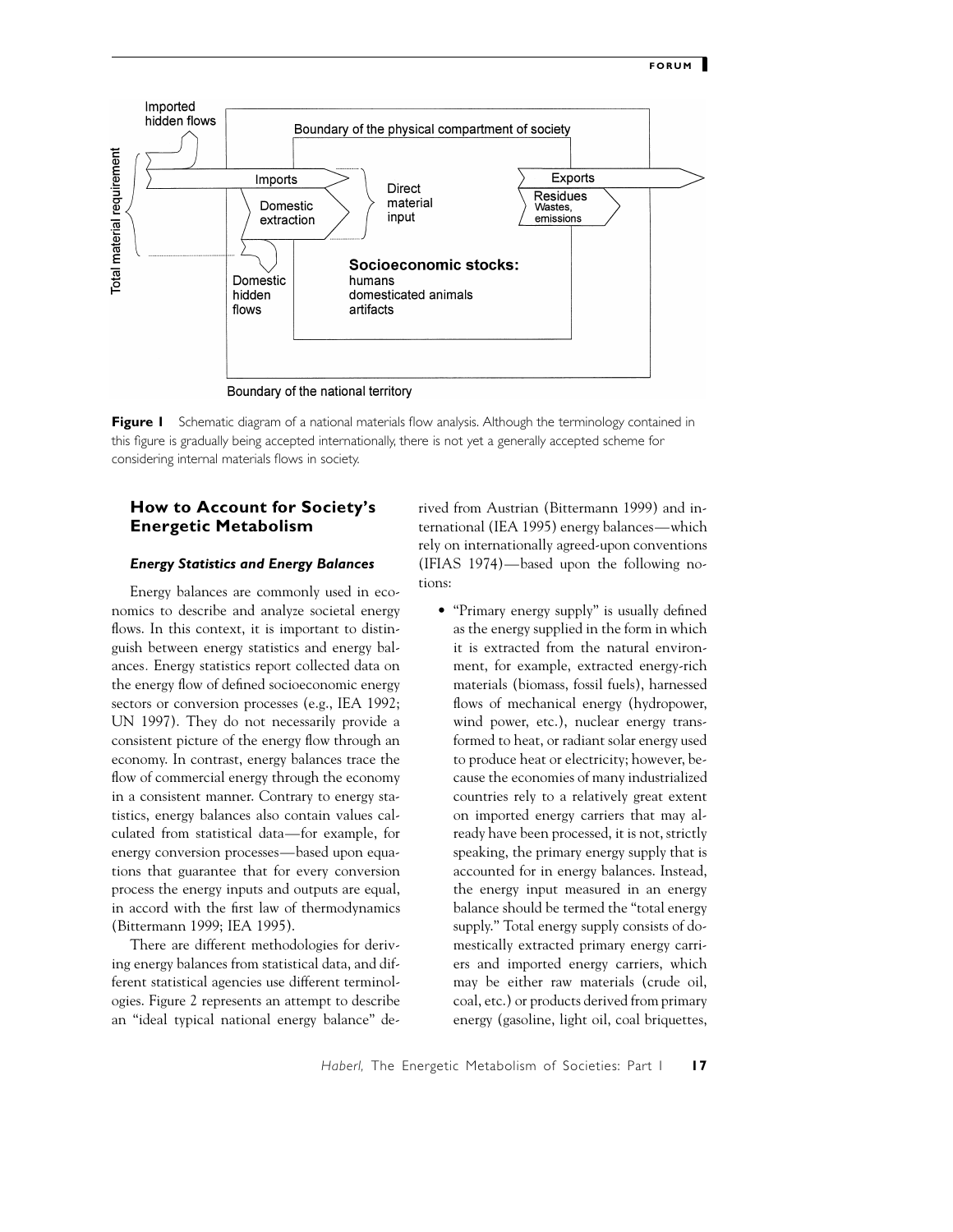**Figure 1** Schematic diagram of a national materials flow analysis. Although the terminology contained in this figure is gradually being accepted internationally, there is not yet a generally accepted scheme for considering internal materials flows in society.

## How to Account for Society's Energetic Metabolism

### *Energy Statistics and Energy Balances*

Energy balances are commonly used in economics to describe and analyze societal energy flows. In this context, it is important to distinguish between energy statistics and energy balances. Energy statistics report collected data on the energy flow of defined socioeconomic energy sectors or conversion processes (e.g., IEA 1992; UN 1997). They do not necessarily provide a consistent picture of the energy flow through an economy. In contrast, energy balances trace the flow of commercial energy through the economy in a consistent manner. Contrary to energy statistics, energy balances also contain values calculated from statistical data—for example, for energy conversion processes—based upon equations that guarantee that for every conversion process the energy inputs and outputs are equal, in accord with the first law of thermodynamics (Bittermann 1999; IEA 1995).

There are different methodologies for deriving energy balances from statistical data, and different statistical agencies use different terminologies. Figure 2 represents an attempt to describe an "ideal typical national energy balance" derived from Austrian (Bittermann 1999) and international (IEA 1995) energy balances—which rely on internationally agreed-upon conventions (IFIAS 1974)—based upon the following notions:

- "Primary energy supply" is usually defined as the energy supplied in the form in which it is extracted from the natural environment, for example, extracted energy-rich materials (biomass, fossil fuels), harnessed flows of mechanical energy (hydropower, wind power, etc.), nuclear energy transformed to heat, or radiant solar energy used to produce heat or electricity; however, because the economies of many industrialized countries rely to a relatively great extent on imported energy carriers that may already have been processed, it is not, strictly speaking, the primary energy supply that is accounted for in energy balances. Instead, the energy input measured in an energy balance should be termed the "total energy supply." Total energy supply consists of domestically extracted primary energy carriers and imported energy carriers, which may be either raw materials (crude oil, coal, etc.) or products derived from primary energy (gasoline, light oil, coal briquettes,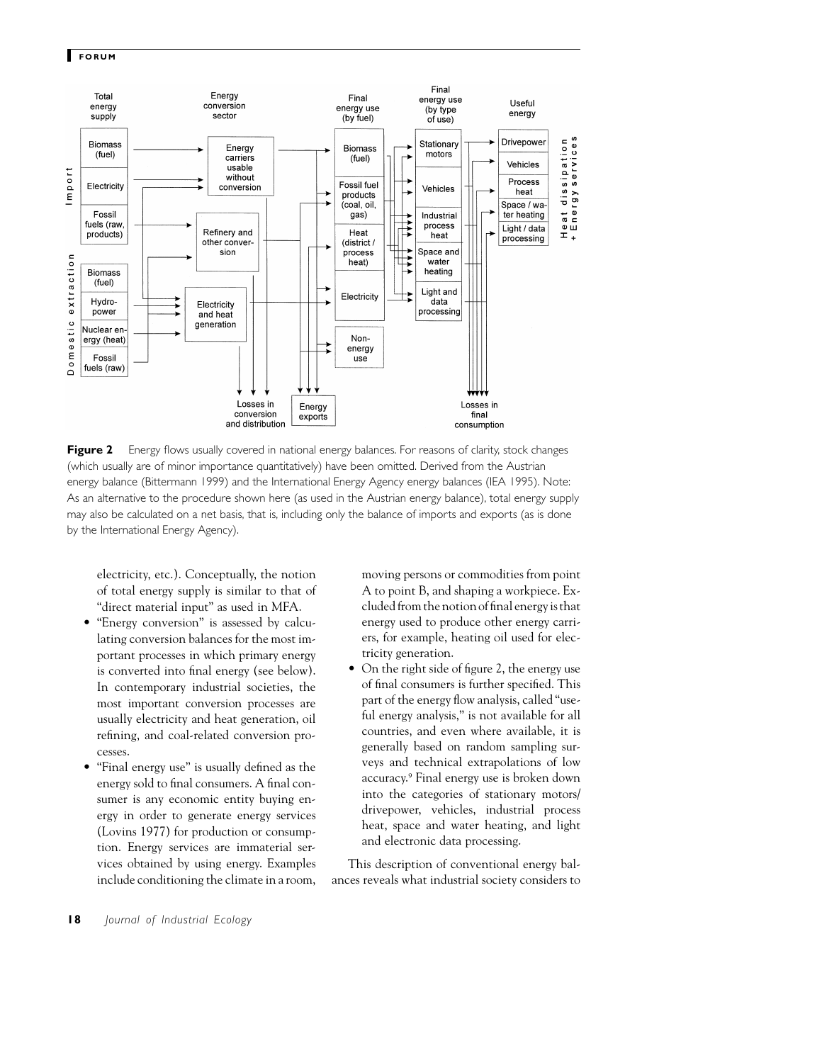**Figure 2** Energy flows usually covered in national energy balances. For reasons of clarity, stock changes (which usually are of minor importance quantitatively) have been omitted. Derived from the Austrian energy balance (Bittermann 1999) and the International Energy Agency energy balances (IEA 1995). Note: As an alternative to the procedure shown here (as used in the Austrian energy balance), total energy supply may also be calculated on a net basis, that is, including only the balance of imports and exports (as is done by the International Energy Agency).

electricity, etc.). Conceptually, the notion of total energy supply is similar to that of "direct material input" as used in MFA.

- "Energy conversion" is assessed by calculating conversion balances for the most important processes in which primary energy is converted into final energy (see below). In contemporary industrial societies, the most important conversion processes are usually electricity and heat generation, oil refining, and coal-related conversion processes.
- "Final energy use" is usually defined as the energy sold to final consumers. A final consumer is any economic entity buying energy in order to generate energy services (Lovins 1977) for production or consumption. Energy services are immaterial services obtained by using energy. Examples include conditioning the climate in a room, moving persons or commodities from point A to point B, and shaping a workpiece. Excluded from the notion of final energy is that energy used to produce other energy carriers, for example, heating oil used for electricity generation.
- On the right side of figure 2, the energy use of final consumers is further specified. This part of the energy flow analysis, called "useful energy analysis," is not available for all countries, and even where available, it is generally based on random sampling surveys and technical extrapolations of low accuracy.[9] Final energy use is broken down into the categories of stationary motors/drivepower, vehicles, industrial process heat, space and water heating, and light and electronic data processing.

This description of conventional energy balances reveals what industrial society considers to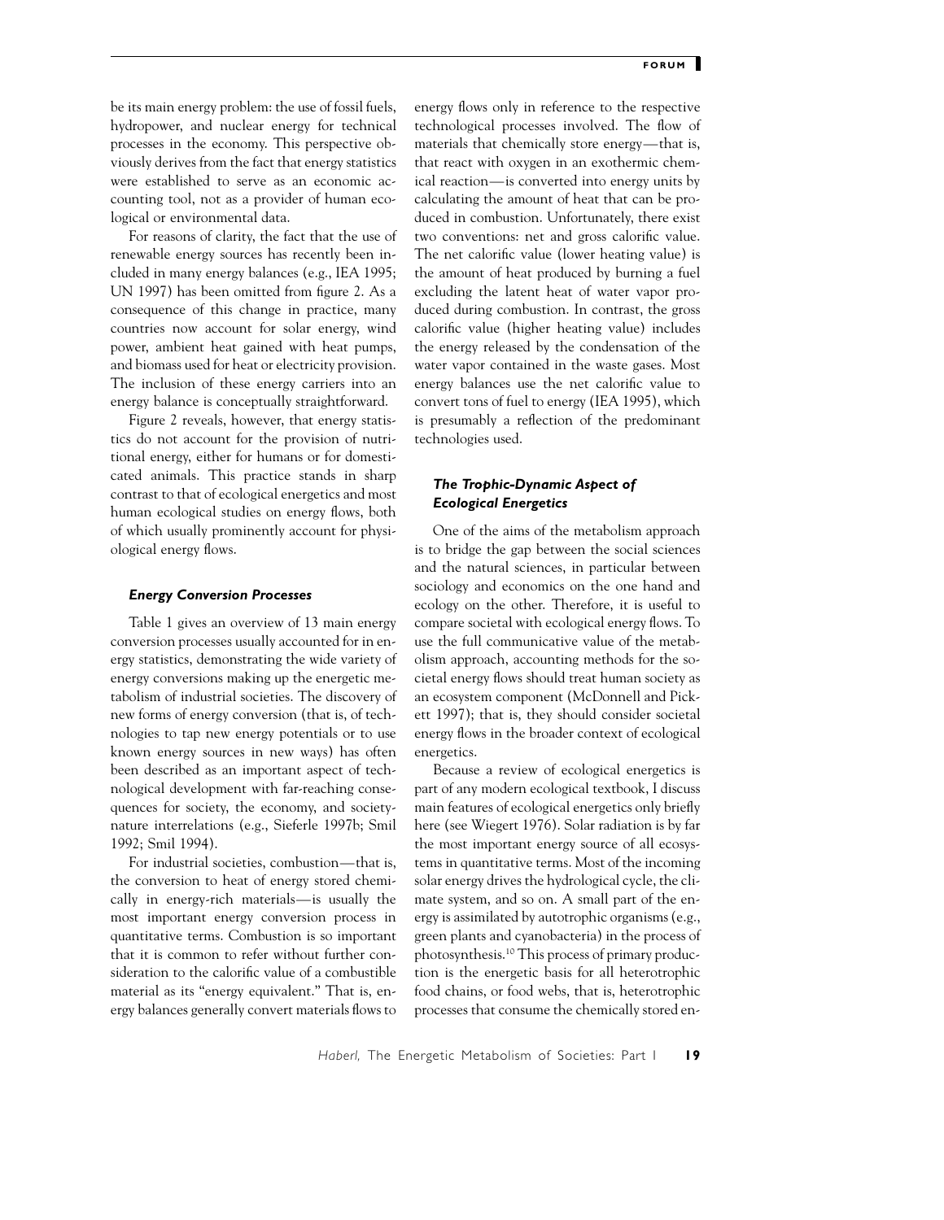be its main energy problem: the use of fossil fuels, hydropower, and nuclear energy for technical processes in the economy. This perspective obviously derives from the fact that energy statistics were established to serve as an economic accounting tool, not as a provider of human ecological or environmental data.

For reasons of clarity, the fact that the use of renewable energy sources has recently been included in many energy balances (e.g., IEA 1995; UN 1997) has been omitted from figure 2. As a consequence of this change in practice, many countries now account for solar energy, wind power, ambient heat gained with heat pumps, and biomass used for heat or electricity provision. The inclusion of these energy carriers into an energy balance is conceptually straightforward.

Figure 2 reveals, however, that energy statistics do not account for the provision of nutritional energy, either for humans or for domesticated animals. This practice stands in sharp contrast to that of ecological energetics and most human ecological studies on energy flows, both of which usually prominently account for physiological energy flows.

### *Energy Conversion Processes*

Table 1 gives an overview of 13 main energy conversion processes usually accounted for in energy statistics, demonstrating the wide variety of energy conversions making up the energetic metabolism of industrial societies. The discovery of new forms of energy conversion (that is, of technologies to tap new energy potentials or to use known energy sources in new ways) has often been described as an important aspect of technological development with far-reaching consequences for society, the economy, and society-nature interrelations (e.g., Sieferle 1997b; Smil 1992; Smil 1994).

For industrial societies, combustion—that is, the conversion to heat of energy stored chemically in energy-rich materials—is usually the most important energy conversion process in quantitative terms. Combustion is so important that it is common to refer without further consideration to the calorific value of a combustible material as its "energy equivalent." That is, energy balances generally convert materials flows to energy flows only in reference to the respective technological processes involved. The flow of materials that chemically store energy—that is, that react with oxygen in an exothermic chemical reaction—is converted into energy units by calculating the amount of heat that can be produced in combustion. Unfortunately, there exist two conventions: net and gross calorific value. The net calorific value (lower heating value) is the amount of heat produced by burning a fuel excluding the latent heat of water vapor produced during combustion. In contrast, the gross calorific value (higher heating value) includes the energy released by the condensation of the water vapor contained in the waste gases. Most energy balances use the net calorific value to convert tons of fuel to energy (IEA 1995), which is presumably a reflection of the predominant technologies used.

### *The Trophic-Dynamic Aspect of Ecological Energetics*

One of the aims of the metabolism approach is to bridge the gap between the social sciences and the natural sciences, in particular between sociology and economics on the one hand and ecology on the other. Therefore, it is useful to compare societal with ecological energy flows. To use the full communicative value of the metabolism approach, accounting methods for the societal energy flows should treat human society as an ecosystem component (McDonnell and Pickett 1997); that is, they should consider societal energy flows in the broader context of ecological energetics.

Because a review of ecological energetics is part of any modern ecological textbook, I discuss main features of ecological energetics only briefly here (see Wiegert 1976). Solar radiation is by far the most important energy source of all ecosystems in quantitative terms. Most of the incoming solar energy drives the hydrological cycle, the climate system, and so on. A small part of the energy is assimilated by autotrophic organisms (e.g., green plants and cyanobacteria) in the process of photosynthesis.[10] This process of primary production is the energetic basis for all heterotrophic food chains, or food webs, that is, heterotrophic processes that consume the chemically stored en-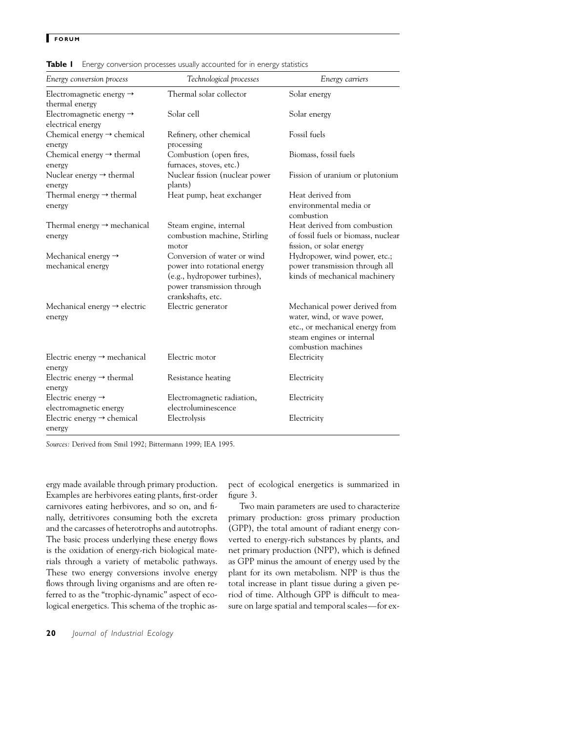**Table 1** Energy conversion processes usually accounted for in energy statistics

| *Energy conversion process* | *Technological processes* | *Energy carriers* |
|---|---|---|
| Electromagnetic energy → thermal energy | Thermal solar collector | Solar energy |
| Electromagnetic energy → electrical energy | Solar cell | Solar energy |
| Chemical energy → chemical energy | Refinery, other chemical processing | Fossil fuels |
| Chemical energy → thermal energy | Combustion (open fires, furnaces, stoves, etc.) | Biomass, fossil fuels |
| Nuclear energy → thermal energy | Nuclear fission (nuclear power plants) | Fission of uranium or plutonium |
| Thermal energy → thermal energy | Heat pump, heat exchanger | Heat derived from environmental media or combustion |
| Thermal energy → mechanical energy | Steam engine, internal combustion machine, Stirling motor | Heat derived from combustion of fossil fuels or biomass, nuclear fission, or solar energy |
| Mechanical energy → mechanical energy | Conversion of water or wind power into rotational energy (e.g., hydropower turbines), power transmission through crankshafts, etc. | Hydropower, wind power, etc.; power transmission through all kinds of mechanical machinery |
| Mechanical energy → electric energy | Electric generator | Mechanical power derived from water, wind, or wave power, etc., or mechanical energy from steam engines or internal combustion machines |
| Electric energy → mechanical energy | Electric motor | Electricity |
| Electric energy → thermal energy | Resistance heating | Electricity |
| Electric energy → electromagnetic energy | Electromagnetic radiation, electroluminescence | Electricity |
| Electric energy → chemical energy | Electrolysis | Electricity |

*Sources:* Derived from Smil 1992; Bittermann 1999; IEA 1995.

ergy made available through primary production. Examples are herbivores eating plants, first-order carnivores eating herbivores, and so on, and finally, detritivores consuming both the excreta and the carcasses of heterotrophs and autotrophs. The basic process underlying these energy flows is the oxidation of energy-rich biological materials through a variety of metabolic pathways. These two energy conversions involve energy flows through living organisms and are often referred to as the "trophic-dynamic" aspect of ecological energetics. This schema of the trophic aspect of ecological energetics is summarized in figure 3.

Two main parameters are used to characterize primary production: gross primary production (GPP), the total amount of radiant energy converted to energy-rich substances by plants, and net primary production (NPP), which is defined as GPP minus the amount of energy used by the plant for its own metabolism. NPP is thus the total increase in plant tissue during a given period of time. Although GPP is difficult to measure on large spatial and temporal scales—for ex-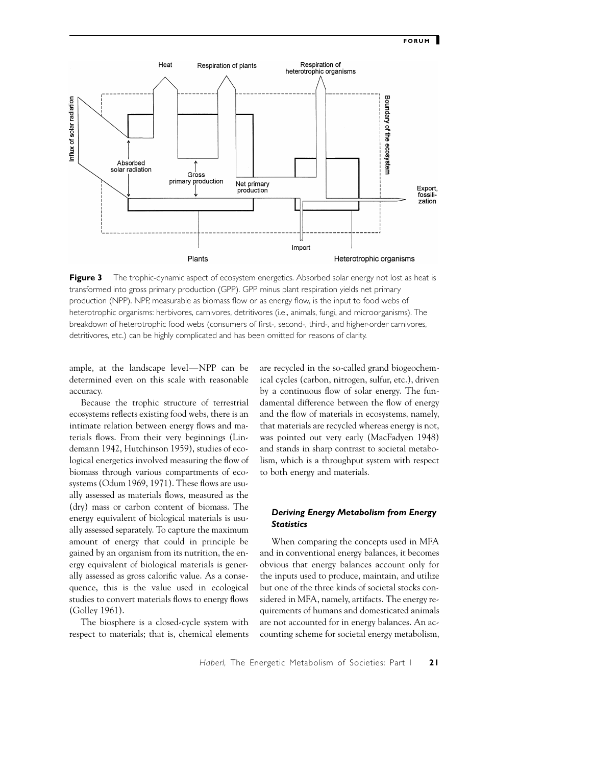**Figure 3** The trophic-dynamic aspect of ecosystem energetics. Absorbed solar energy not lost as heat is transformed into gross primary production (GPP). GPP minus plant respiration yields net primary production (NPP). NPP, measurable as biomass flow or as energy flow, is the input to food webs of heterotrophic organisms: herbivores, carnivores, detritivores (i.e., animals, fungi, and microorganisms). The breakdown of heterotrophic food webs (consumers of first-, second-, third-, and higher-order carnivores, detritivores, etc.) can be highly complicated and has been omitted for reasons of clarity.

ample, at the landscape level—NPP can be determined even on this scale with reasonable accuracy.

Because the trophic structure of terrestrial ecosystems reflects existing food webs, there is an intimate relation between energy flows and materials flows. From their very beginnings (Lindemann 1942, Hutchinson 1959), studies of ecological energetics involved measuring the flow of biomass through various compartments of ecosystems (Odum 1969, 1971). These flows are usually assessed as materials flows, measured as the (dry) mass or carbon content of biomass. The energy equivalent of biological materials is usually assessed separately. To capture the maximum amount of energy that could in principle be gained by an organism from its nutrition, the energy equivalent of biological materials is generally assessed as gross calorific value. As a consequence, this is the value used in ecological studies to convert materials flows to energy flows (Golley 1961).

The biosphere is a closed-cycle system with respect to materials; that is, chemical elements are recycled in the so-called grand biogeochemical cycles (carbon, nitrogen, sulfur, etc.), driven by a continuous flow of solar energy. The fundamental difference between the flow of energy and the flow of materials in ecosystems, namely, that materials are recycled whereas energy is not, was pointed out very early (MacFadyen 1948) and stands in sharp contrast to societal metabolism, which is a throughput system with respect to both energy and materials.

### *Deriving Energy Metabolism from Energy Statistics*

When comparing the concepts used in MFA and in conventional energy balances, it becomes obvious that energy balances account only for the inputs used to produce, maintain, and utilize but one of the three kinds of societal stocks considered in MFA, namely, artifacts. The energy requirements of humans and domesticated animals are not accounted for in energy balances. An accounting scheme for societal energy metabolism,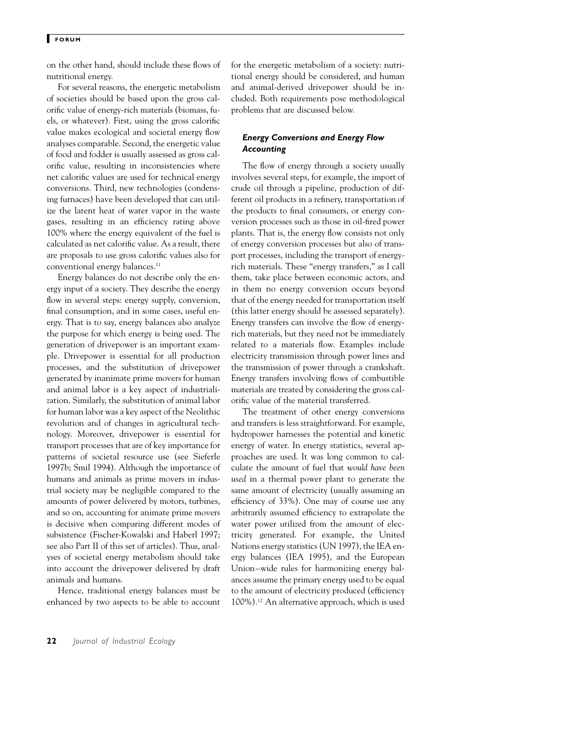on the other hand, should include these flows of nutritional energy.

For several reasons, the energetic metabolism of societies should be based upon the gross calorific value of energy-rich materials (biomass, fuels, or whatever). First, using the gross calorific value makes ecological and societal energy flow analyses comparable. Second, the energetic value of food and fodder is usually assessed as gross calorific value, resulting in inconsistencies where net calorific values are used for technical energy conversions. Third, new technologies (condensing furnaces) have been developed that can utilize the latent heat of water vapor in the waste gases, resulting in an efficiency rating above 100% where the energy equivalent of the fuel is calculated as net calorific value. As a result, there are proposals to use gross calorific values also for conventional energy balances.[11]

Energy balances do not describe only the energy input of a society. They describe the energy flow in several steps: energy supply, conversion, final consumption, and in some cases, useful energy. That is to say, energy balances also analyze the purpose for which energy is being used. The generation of drivepower is an important example. Drivepower is essential for all production processes, and the substitution of drivepower generated by inanimate prime movers for human and animal labor is a key aspect of industrialization. Similarly, the substitution of animal labor for human labor was a key aspect of the Neolithic revolution and of changes in agricultural technology. Moreover, drivepower is essential for transport processes that are of key importance for patterns of societal resource use (see Sieferle 1997b; Smil 1994). Although the importance of humans and animals as prime movers in industrial society may be negligible compared to the amounts of power delivered by motors, turbines, and so on, accounting for animate prime movers is decisive when comparing different modes of subsistence (Fischer-Kowalski and Haberl 1997; see also Part II of this set of articles). Thus, analyses of societal energy metabolism should take into account the drivepower delivered by draft animals and humans.

Hence, traditional energy balances must be enhanced by two aspects to be able to account for the energetic metabolism of a society: nutritional energy should be considered, and human and animal-derived drivepower should be included. Both requirements pose methodological problems that are discussed below.

### *Energy Conversions and Energy Flow Accounting*

The flow of energy through a society usually involves several steps, for example, the import of crude oil through a pipeline, production of different oil products in a refinery, transportation of the products to final consumers, or energy conversion processes such as those in oil-fired power plants. That is, the energy flow consists not only of energy conversion processes but also of transport processes, including the transport of energy-rich materials. These "energy transfers," as I call them, take place between economic actors, and in them no energy conversion occurs beyond that of the energy needed for transportation itself (this latter energy should be assessed separately). Energy transfers can involve the flow of energy-rich materials, but they need not be immediately related to a materials flow. Examples include electricity transmission through power lines and the transmission of power through a crankshaft. Energy transfers involving flows of combustible materials are treated by considering the gross calorific value of the material transferred.

The treatment of other energy conversions and transfers is less straightforward. For example, hydropower harnesses the potential and kinetic energy of water. In energy statistics, several approaches are used. It was long common to calculate the amount of fuel that *would have been used* in a thermal power plant to generate the same amount of electricity (usually assuming an efficiency of 33%). One may of course use any arbitrarily assumed efficiency to extrapolate the water power utilized from the amount of electricity generated. For example, the United Nations energy statistics (UN 1997), the IEA energy balances (IEA 1995), and the European Union–wide rules for harmonizing energy balances assume the primary energy used to be equal to the amount of electricity produced (efficiency 100%).[12] An alternative approach, which is used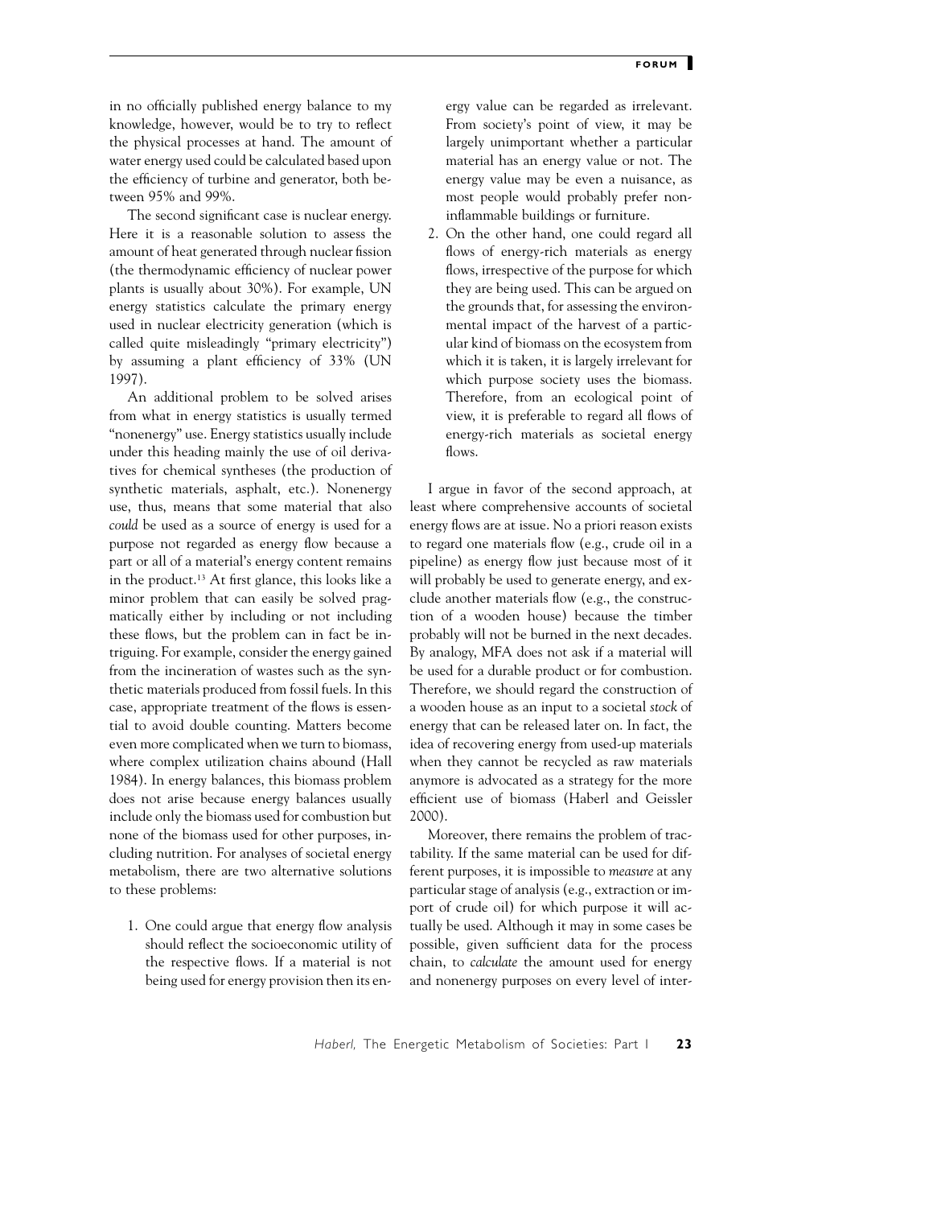in no officially published energy balance to my knowledge, however, would be to try to reflect the physical processes at hand. The amount of water energy used could be calculated based upon the efficiency of turbine and generator, both between 95% and 99%.

The second significant case is nuclear energy. Here it is a reasonable solution to assess the amount of heat generated through nuclear fission (the thermodynamic efficiency of nuclear power plants is usually about 30%). For example, UN energy statistics calculate the primary energy used in nuclear electricity generation (which is called quite misleadingly "primary electricity") by assuming a plant efficiency of 33% (UN 1997).

An additional problem to be solved arises from what in energy statistics is usually termed "nonenergy" use. Energy statistics usually include under this heading mainly the use of oil derivatives for chemical syntheses (the production of synthetic materials, asphalt, etc.). Nonenergy use, thus, means that some material that also *could* be used as a source of energy is used for a purpose not regarded as energy flow because a part or all of a material's energy content remains in the product.[13] At first glance, this looks like a minor problem that can easily be solved pragmatically either by including or not including these flows, but the problem can in fact be intriguing. For example, consider the energy gained from the incineration of wastes such as the synthetic materials produced from fossil fuels. In this case, appropriate treatment of the flows is essential to avoid double counting. Matters become even more complicated when we turn to biomass, where complex utilization chains abound (Hall 1984). In energy balances, this biomass problem does not arise because energy balances usually include only the biomass used for combustion but none of the biomass used for other purposes, including nutrition. For analyses of societal energy metabolism, there are two alternative solutions to these problems:

1. One could argue that energy flow analysis should reflect the socioeconomic utility of the respective flows. If a material is not being used for energy provision then its energy value can be regarded as irrelevant. From society's point of view, it may be largely unimportant whether a particular material has an energy value or not. The energy value may be even a nuisance, as most people would probably prefer noninflammable buildings or furniture.
2. On the other hand, one could regard all flows of energy-rich materials as energy flows, irrespective of the purpose for which they are being used. This can be argued on the grounds that, for assessing the environmental impact of the harvest of a particular kind of biomass on the ecosystem from which it is taken, it is largely irrelevant for which purpose society uses the biomass. Therefore, from an ecological point of view, it is preferable to regard all flows of energy-rich materials as societal energy flows.

I argue in favor of the second approach, at least where comprehensive accounts of societal energy flows are at issue. No a priori reason exists to regard one materials flow (e.g., crude oil in a pipeline) as energy flow just because most of it will probably be used to generate energy, and exclude another materials flow (e.g., the construction of a wooden house) because the timber probably will not be burned in the next decades. By analogy, MFA does not ask if a material will be used for a durable product or for combustion. Therefore, we should regard the construction of a wooden house as an input to a societal *stock* of energy that can be released later on. In fact, the idea of recovering energy from used-up materials when they cannot be recycled as raw materials anymore is advocated as a strategy for the more efficient use of biomass (Haberl and Geissler 2000).

Moreover, there remains the problem of tractability. If the same material can be used for different purposes, it is impossible to *measure* at any particular stage of analysis (e.g., extraction or import of crude oil) for which purpose it will actually be used. Although it may in some cases be possible, given sufficient data for the process chain, to *calculate* the amount used for energy and nonenergy purposes on every level of inter-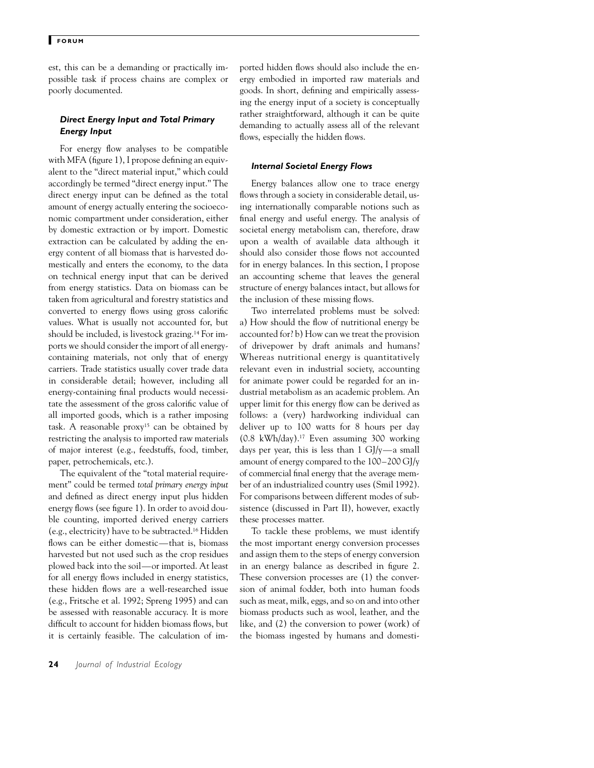est, this can be a demanding or practically impossible task if process chains are complex or poorly documented.

### *Direct Energy Input and Total Primary Energy Input*

For energy flow analyses to be compatible with MFA (figure 1), I propose defining an equivalent to the "direct material input," which could accordingly be termed "direct energy input." The direct energy input can be defined as the total amount of energy actually entering the socioeconomic compartment under consideration, either by domestic extraction or by import. Domestic extraction can be calculated by adding the energy content of all biomass that is harvested domestically and enters the economy, to the data on technical energy input that can be derived from energy statistics. Data on biomass can be taken from agricultural and forestry statistics and converted to energy flows using gross calorific values. What is usually not accounted for, but should be included, is livestock grazing.[14] For imports we should consider the import of all energy-containing materials, not only that of energy carriers. Trade statistics usually cover trade data in considerable detail; however, including all energy-containing final products would necessitate the assessment of the gross calorific value of all imported goods, which is a rather imposing task. A reasonable proxy[15] can be obtained by restricting the analysis to imported raw materials of major interest (e.g., feedstuffs, food, timber, paper, petrochemicals, etc.).

The equivalent of the "total material requirement" could be termed *total primary energy input* and defined as direct energy input plus hidden energy flows (see figure 1). In order to avoid double counting, imported derived energy carriers (e.g., electricity) have to be subtracted.[16] Hidden flows can be either domestic—that is, biomass harvested but not used such as the crop residues plowed back into the soil—or imported. At least for all energy flows included in energy statistics, these hidden flows are a well-researched issue (e.g., Fritsche et al. 1992; Spreng 1995) and can be assessed with reasonable accuracy. It is more difficult to account for hidden biomass flows, but it is certainly feasible. The calculation of imported hidden flows should also include the energy embodied in imported raw materials and goods. In short, defining and empirically assessing the energy input of a society is conceptually rather straightforward, although it can be quite demanding to actually assess all of the relevant flows, especially the hidden flows.

### *Internal Societal Energy Flows*

Energy balances allow one to trace energy flows through a society in considerable detail, using internationally comparable notions such as final energy and useful energy. The analysis of societal energy metabolism can, therefore, draw upon a wealth of available data although it should also consider those flows not accounted for in energy balances. In this section, I propose an accounting scheme that leaves the general structure of energy balances intact, but allows for the inclusion of these missing flows.

Two interrelated problems must be solved: a) How should the flow of nutritional energy be accounted for? b) How can we treat the provision of drivepower by draft animals and humans? Whereas nutritional energy is quantitatively relevant even in industrial society, accounting for animate power could be regarded for an industrial metabolism as an academic problem. An upper limit for this energy flow can be derived as follows: a (very) hardworking individual can deliver up to 100 watts for 8 hours per day (0.8 kWh/day).[17] Even assuming 300 working days per year, this is less than 1 GJ/y—a small amount of energy compared to the 100–200 GJ/y of commercial final energy that the average member of an industrialized country uses (Smil 1992). For comparisons between different modes of subsistence (discussed in Part II), however, exactly these processes matter.

To tackle these problems, we must identify the most important energy conversion processes and assign them to the steps of energy conversion in an energy balance as described in figure 2. These conversion processes are (1) the conversion of animal fodder, both into human foods such as meat, milk, eggs, and so on and into other biomass products such as wool, leather, and the like, and (2) the conversion to power (work) of the biomass ingested by humans and domesti-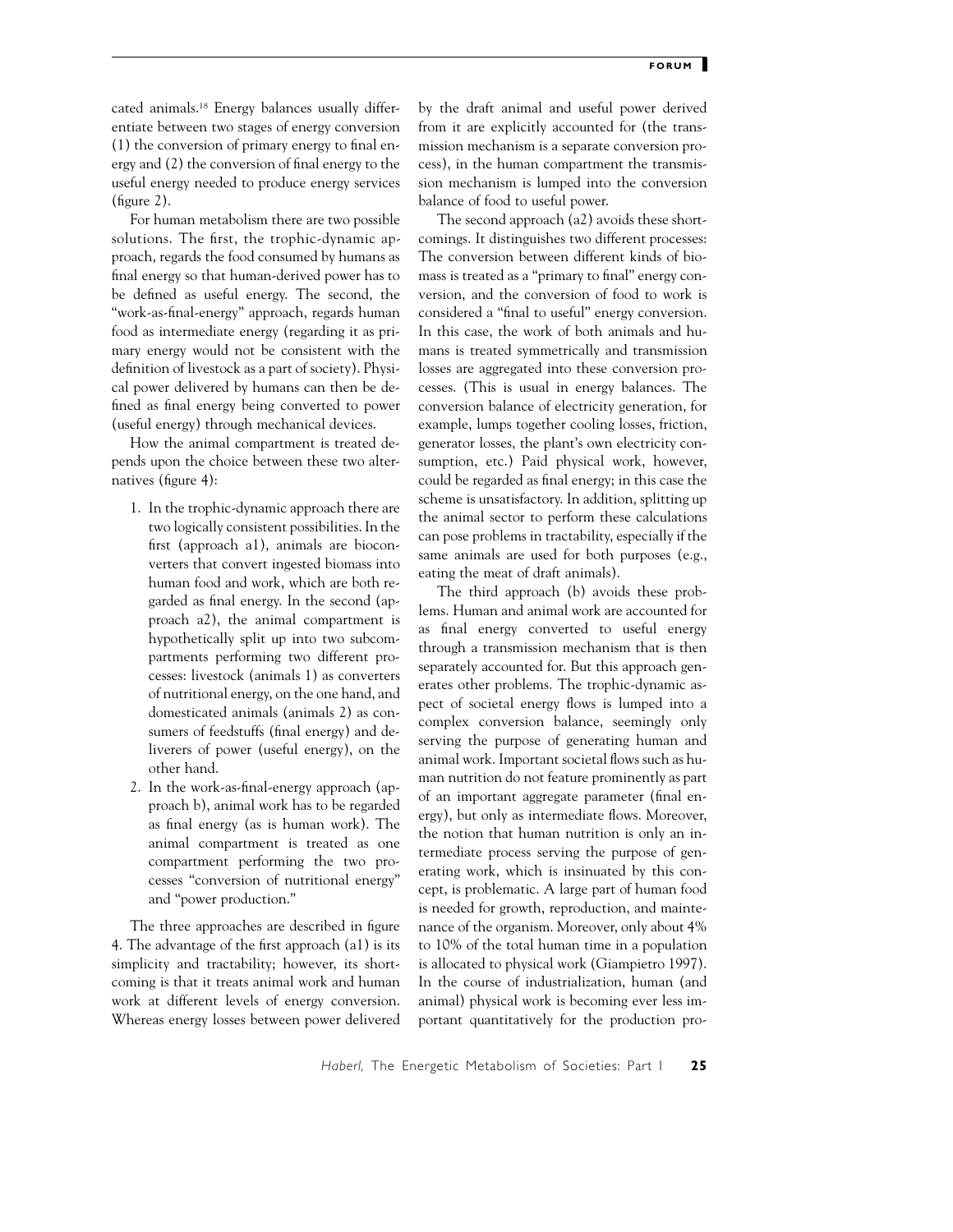cated animals.[18] Energy balances usually differentiate between two stages of energy conversion (1) the conversion of primary energy to final energy and (2) the conversion of final energy to the useful energy needed to produce energy services (figure 2).

For human metabolism there are two possible solutions. The first, the trophic-dynamic approach, regards the food consumed by humans as final energy so that human-derived power has to be defined as useful energy. The second, the "work-as-final-energy" approach, regards human food as intermediate energy (regarding it as primary energy would not be consistent with the definition of livestock as a part of society). Physical power delivered by humans can then be defined as final energy being converted to power (useful energy) through mechanical devices.

How the animal compartment is treated depends upon the choice between these two alternatives (figure 4):

1. In the trophic-dynamic approach there are two logically consistent possibilities. In the first (approach a1), animals are bioconverters that convert ingested biomass into human food and work, which are both regarded as final energy. In the second (approach a2), the animal compartment is hypothetically split up into two subcompartments performing two different processes: livestock (animals 1) as converters of nutritional energy, on the one hand, and domesticated animals (animals 2) as consumers of feedstuffs (final energy) and deliverers of power (useful energy), on the other hand.
2. In the work-as-final-energy approach (approach b), animal work has to be regarded as final energy (as is human work). The animal compartment is treated as one compartment performing the two processes "conversion of nutritional energy" and "power production."

The three approaches are described in figure 4. The advantage of the first approach (a1) is its simplicity and tractability; however, its shortcoming is that it treats animal work and human work at different levels of energy conversion. Whereas energy losses between power delivered by the draft animal and useful power derived from it are explicitly accounted for (the transmission mechanism is a separate conversion process), in the human compartment the transmission mechanism is lumped into the conversion balance of food to useful power.

The second approach (a2) avoids these shortcomings. It distinguishes two different processes: The conversion between different kinds of biomass is treated as a "primary to final" energy conversion, and the conversion of food to work is considered a "final to useful" energy conversion. In this case, the work of both animals and humans is treated symmetrically and transmission losses are aggregated into these conversion processes. (This is usual in energy balances. The conversion balance of electricity generation, for example, lumps together cooling losses, friction, generator losses, the plant's own electricity consumption, etc.) Paid physical work, however, could be regarded as final energy; in this case the scheme is unsatisfactory. In addition, splitting up the animal sector to perform these calculations can pose problems in tractability, especially if the same animals are used for both purposes (e.g., eating the meat of draft animals).

The third approach (b) avoids these problems. Human and animal work are accounted for as final energy converted to useful energy through a transmission mechanism that is then separately accounted for. But this approach generates other problems. The trophic-dynamic aspect of societal energy flows is lumped into a complex conversion balance, seemingly only serving the purpose of generating human and animal work. Important societal flows such as human nutrition do not feature prominently as part of an important aggregate parameter (final energy), but only as intermediate flows. Moreover, the notion that human nutrition is only an intermediate process serving the purpose of generating work, which is insinuated by this concept, is problematic. A large part of human food is needed for growth, reproduction, and maintenance of the organism. Moreover, only about 4% to 10% of the total human time in a population is allocated to physical work (Giampietro 1997). In the course of industrialization, human (and animal) physical work is becoming ever less important quantitatively for the production pro-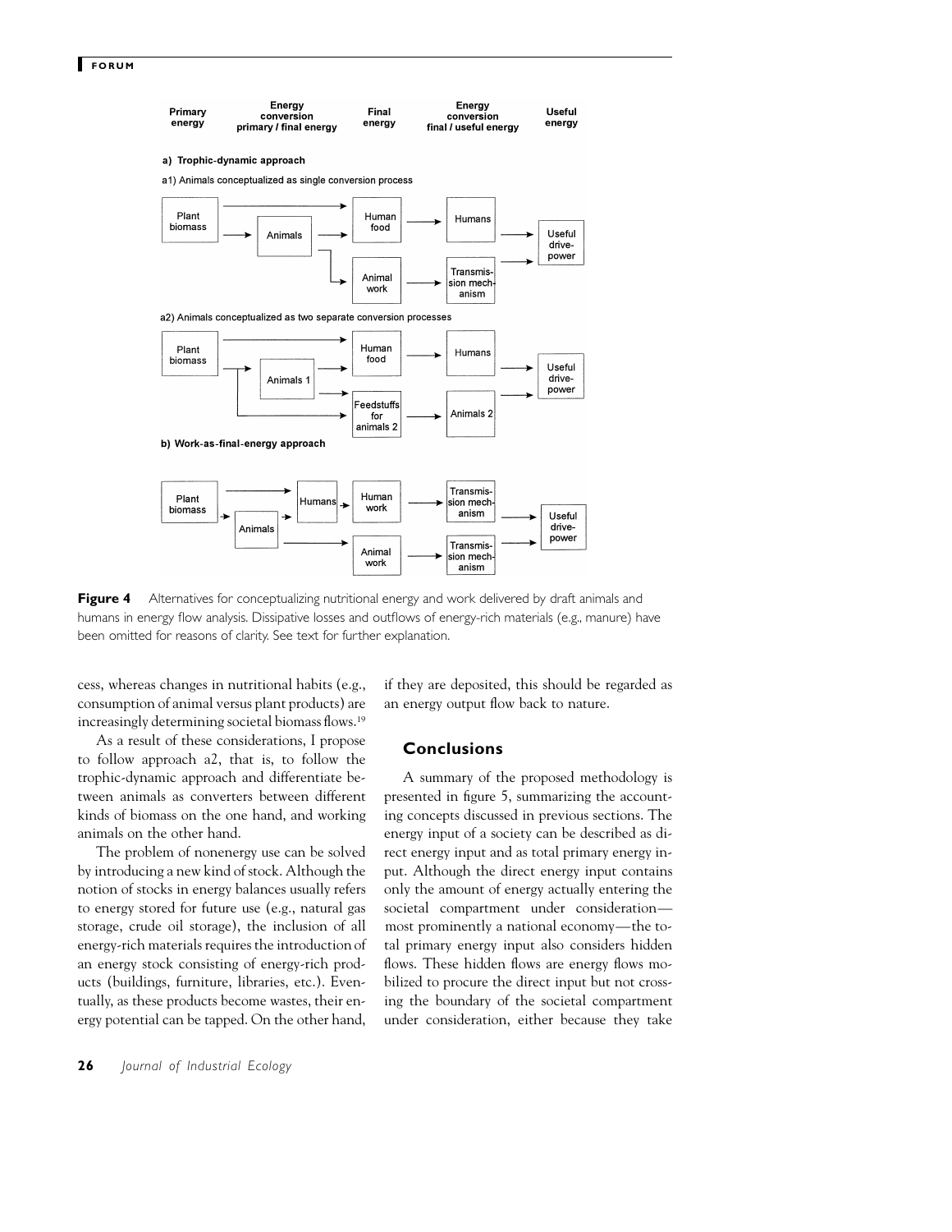**Figure 4** Alternatives for conceptualizing nutritional energy and work delivered by draft animals and humans in energy flow analysis. Dissipative losses and outflows of energy-rich materials (e.g., manure) have been omitted for reasons of clarity. See text for further explanation.

cess, whereas changes in nutritional habits (e.g., consumption of animal versus plant products) are increasingly determining societal biomass flows.[19]

As a result of these considerations, I propose to follow approach a2, that is, to follow the trophic-dynamic approach and differentiate between animals as converters between different kinds of biomass on the one hand, and working animals on the other hand.

The problem of nonenergy use can be solved by introducing a new kind of stock. Although the notion of stocks in energy balances usually refers to energy stored for future use (e.g., natural gas storage, crude oil storage), the inclusion of all energy-rich materials requires the introduction of an energy stock consisting of energy-rich products (buildings, furniture, libraries, etc.). Eventually, as these products become wastes, their energy potential can be tapped. On the other hand, if they are deposited, this should be regarded as an energy output flow back to nature.

## Conclusions

A summary of the proposed methodology is presented in figure 5, summarizing the accounting concepts discussed in previous sections. The energy input of a society can be described as direct energy input and as total primary energy input. Although the direct energy input contains only the amount of energy actually entering the societal compartment under consideration—most prominently a national economy—the total primary energy input also considers hidden flows. These hidden flows are energy flows mobilized to procure the direct input but not crossing the boundary of the societal compartment under consideration, either because they take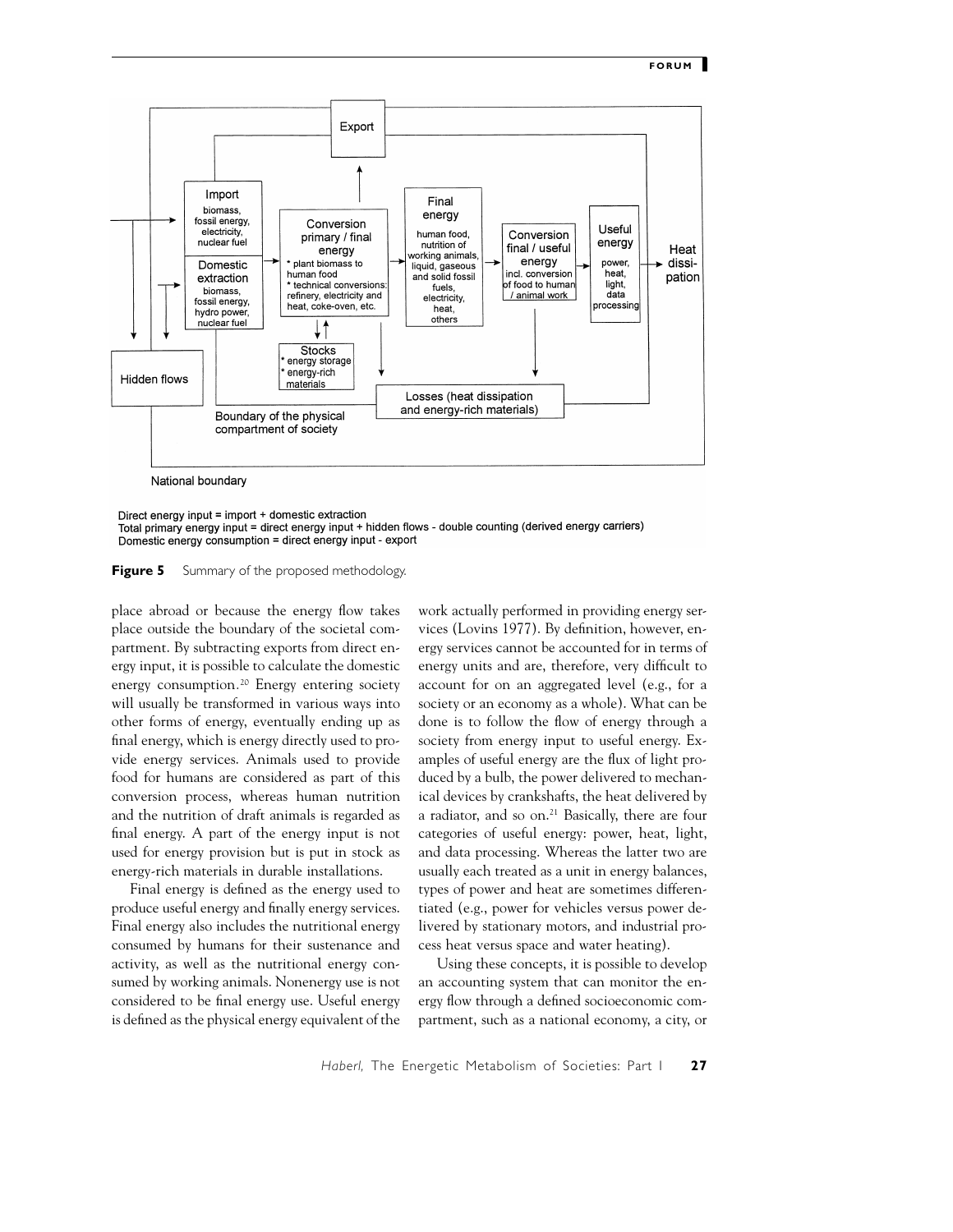Direct energy input = import + domestic extraction
Total primary energy input = direct energy input + hidden flows - double counting (derived energy carriers)
Domestic energy consumption = direct energy input - export

**Figure 5** Summary of the proposed methodology.

place abroad or because the energy flow takes place outside the boundary of the societal compartment. By subtracting exports from direct energy input, it is possible to calculate the domestic energy consumption.[20] Energy entering society will usually be transformed in various ways into other forms of energy, eventually ending up as final energy, which is energy directly used to provide energy services. Animals used to provide food for humans are considered as part of this conversion process, whereas human nutrition and the nutrition of draft animals is regarded as final energy. A part of the energy input is not used for energy provision but is put in stock as energy-rich materials in durable installations.

Final energy is defined as the energy used to produce useful energy and finally energy services. Final energy also includes the nutritional energy consumed by humans for their sustenance and activity, as well as the nutritional energy consumed by working animals. Nonenergy use is not considered to be final energy use. Useful energy is defined as the physical energy equivalent of the work actually performed in providing energy services (Lovins 1977). By definition, however, energy services cannot be accounted for in terms of energy units and are, therefore, very difficult to account for on an aggregated level (e.g., for a society or an economy as a whole). What can be done is to follow the flow of energy through a society from energy input to useful energy. Examples of useful energy are the flux of light produced by a bulb, the power delivered to mechanical devices by crankshafts, the heat delivered by a radiator, and so on.[21] Basically, there are four categories of useful energy: power, heat, light, and data processing. Whereas the latter two are usually each treated as a unit in energy balances, types of power and heat are sometimes differentiated (e.g., power for vehicles versus power delivered by stationary motors, and industrial process heat versus space and water heating).

Using these concepts, it is possible to develop an accounting system that can monitor the energy flow through a defined socioeconomic compartment, such as a national economy, a city, or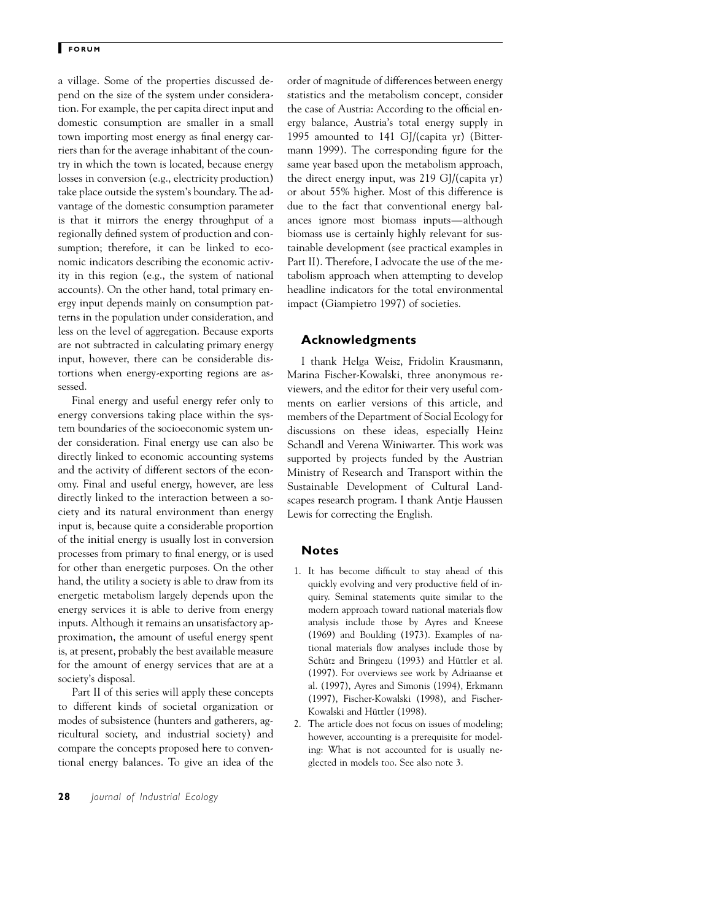a village. Some of the properties discussed depend on the size of the system under consideration. For example, the per capita direct input and domestic consumption are smaller in a small town importing most energy as final energy carriers than for the average inhabitant of the country in which the town is located, because energy losses in conversion (e.g., electricity production) take place outside the system's boundary. The advantage of the domestic consumption parameter is that it mirrors the energy throughput of a regionally defined system of production and consumption; therefore, it can be linked to economic indicators describing the economic activity in this region (e.g., the system of national accounts). On the other hand, total primary energy input depends mainly on consumption patterns in the population under consideration, and less on the level of aggregation. Because exports are not subtracted in calculating primary energy input, however, there can be considerable distortions when energy-exporting regions are assessed.

Final energy and useful energy refer only to energy conversions taking place within the system boundaries of the socioeconomic system under consideration. Final energy use can also be directly linked to economic accounting systems and the activity of different sectors of the economy. Final and useful energy, however, are less directly linked to the interaction between a society and its natural environment than energy input is, because quite a considerable proportion of the initial energy is usually lost in conversion processes from primary to final energy, or is used for other than energetic purposes. On the other hand, the utility a society is able to draw from its energetic metabolism largely depends upon the energy services it is able to derive from energy inputs. Although it remains an unsatisfactory approximation, the amount of useful energy spent is, at present, probably the best available measure for the amount of energy services that are at a society's disposal.

Part II of this series will apply these concepts to different kinds of societal organization or modes of subsistence (hunters and gatherers, agricultural society, and industrial society) and compare the concepts proposed here to conventional energy balances. To give an idea of the order of magnitude of differences between energy statistics and the metabolism concept, consider the case of Austria: According to the official energy balance, Austria's total energy supply in 1995 amounted to 141 GJ/(capita yr) (Bittermann 1999). The corresponding figure for the same year based upon the metabolism approach, the direct energy input, was 219 GJ/(capita yr) or about 55% higher. Most of this difference is due to the fact that conventional energy balances ignore most biomass inputs—although biomass use is certainly highly relevant for sustainable development (see practical examples in Part II). Therefore, I advocate the use of the metabolism approach when attempting to develop headline indicators for the total environmental impact (Giampietro 1997) of societies.

## Acknowledgments

I thank Helga Weisz, Fridolin Krausmann, Marina Fischer-Kowalski, three anonymous reviewers, and the editor for their very useful comments on earlier versions of this article, and members of the Department of Social Ecology for discussions on these ideas, especially Heinz Schandl and Verena Winiwarter. This work was supported by projects funded by the Austrian Ministry of Research and Transport within the Sustainable Development of Cultural Landscapes research program. I thank Antje Haussen Lewis for correcting the English.

## Notes

1. It has become difficult to stay ahead of this quickly evolving and very productive field of inquiry. Seminal statements quite similar to the modern approach toward national materials flow analysis include those by Ayres and Kneese (1969) and Boulding (1973). Examples of national materials flow analyses include those by Schütz and Bringezu (1993) and Hüttler et al. (1997). For overviews see work by Adriaanse et al. (1997), Ayres and Simonis (1994), Erkmann (1997), Fischer-Kowalski (1998), and Fischer-Kowalski and Hüttler (1998).
2. The article does not focus on issues of modeling; however, accounting is a prerequisite for modeling: What is not accounted for is usually neglected in models too. See also note 3.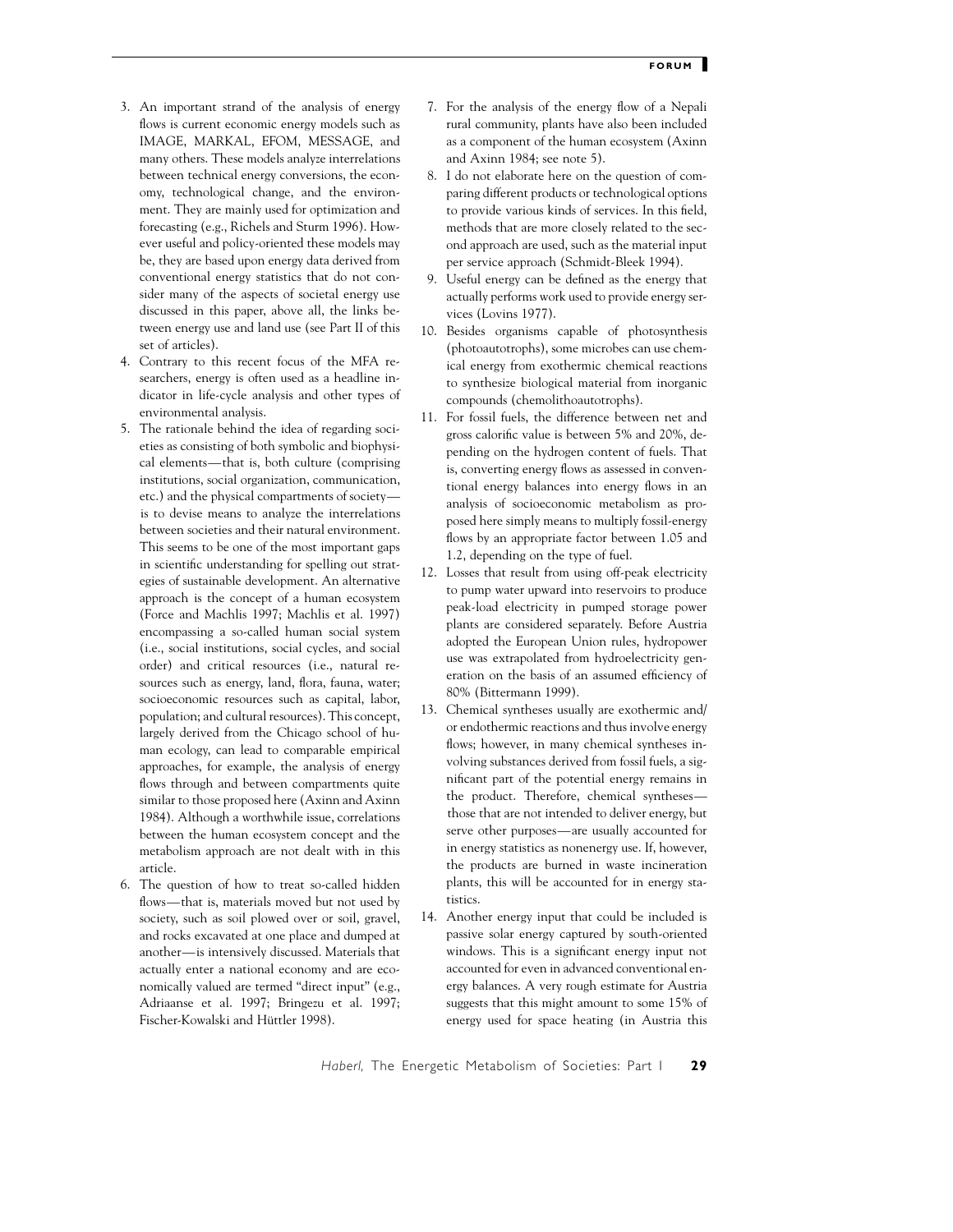3. An important strand of the analysis of energy flows is current economic energy models such as IMAGE, MARKAL, EFOM, MESSAGE, and many others. These models analyze interrelations between technical energy conversions, the economy, technological change, and the environment. They are mainly used for optimization and forecasting (e.g., Richels and Sturm 1996). However useful and policy-oriented these models may be, they are based upon energy data derived from conventional energy statistics that do not consider many of the aspects of societal energy use discussed in this paper, above all, the links between energy use and land use (see Part II of this set of articles).
4. Contrary to this recent focus of the MFA researchers, energy is often used as a headline indicator in life-cycle analysis and other types of environmental analysis.
5. The rationale behind the idea of regarding societies as consisting of both symbolic and biophysical elements—that is, both culture (comprising institutions, social organization, communication, etc.) and the physical compartments of society—is to devise means to analyze the interrelations between societies and their natural environment. This seems to be one of the most important gaps in scientific understanding for spelling out strategies of sustainable development. An alternative approach is the concept of a human ecosystem (Force and Machlis 1997; Machlis et al. 1997) encompassing a so-called human social system (i.e., social institutions, social cycles, and social order) and critical resources (i.e., natural resources such as energy, land, flora, fauna, water; socioeconomic resources such as capital, labor, population; and cultural resources). This concept, largely derived from the Chicago school of human ecology, can lead to comparable empirical approaches, for example, the analysis of energy flows through and between compartments quite similar to those proposed here (Axinn and Axinn 1984). Although a worthwhile issue, correlations between the human ecosystem concept and the metabolism approach are not dealt with in this article.
6. The question of how to treat so-called hidden flows—that is, materials moved but not used by society, such as soil plowed over or soil, gravel, and rocks excavated at one place and dumped at another—is intensively discussed. Materials that actually enter a national economy and are economically valued are termed "direct input" (e.g., Adriaanse et al. 1997; Bringezu et al. 1997; Fischer-Kowalski and Hüttler 1998).
7. For the analysis of the energy flow of a Nepali rural community, plants have also been included as a component of the human ecosystem (Axinn and Axinn 1984; see note 5).
8. I do not elaborate here on the question of comparing different products or technological options to provide various kinds of services. In this field, methods that are more closely related to the second approach are used, such as the material input per service approach (Schmidt-Bleek 1994).
9. Useful energy can be defined as the energy that actually performs work used to provide energy services (Lovins 1977).
10. Besides organisms capable of photosynthesis (photoautotrophs), some microbes can use chemical energy from exothermic chemical reactions to synthesize biological material from inorganic compounds (chemolithoautotrophs).
11. For fossil fuels, the difference between net and gross calorific value is between 5% and 20%, depending on the hydrogen content of fuels. That is, converting energy flows as assessed in conventional energy balances into energy flows in an analysis of socioeconomic metabolism as proposed here simply means to multiply fossil-energy flows by an appropriate factor between 1.05 and 1.2, depending on the type of fuel.
12. Losses that result from using off-peak electricity to pump water upward into reservoirs to produce peak-load electricity in pumped storage power plants are considered separately. Before Austria adopted the European Union rules, hydropower use was extrapolated from hydroelectricity generation on the basis of an assumed efficiency of 80% (Bittermann 1999).
13. Chemical syntheses usually are exothermic and/or endothermic reactions and thus involve energy flows; however, in many chemical syntheses involving substances derived from fossil fuels, a significant part of the potential energy remains in the product. Therefore, chemical syntheses—those that are not intended to deliver energy, but serve other purposes—are usually accounted for in energy statistics as nonenergy use. If, however, the products are burned in waste incineration plants, this will be accounted for in energy statistics.
14. Another energy input that could be included is passive solar energy captured by south-oriented windows. This is a significant energy input not accounted for even in advanced conventional energy balances. A very rough estimate for Austria suggests that this might amount to some 15% of energy used for space heating (in Austria this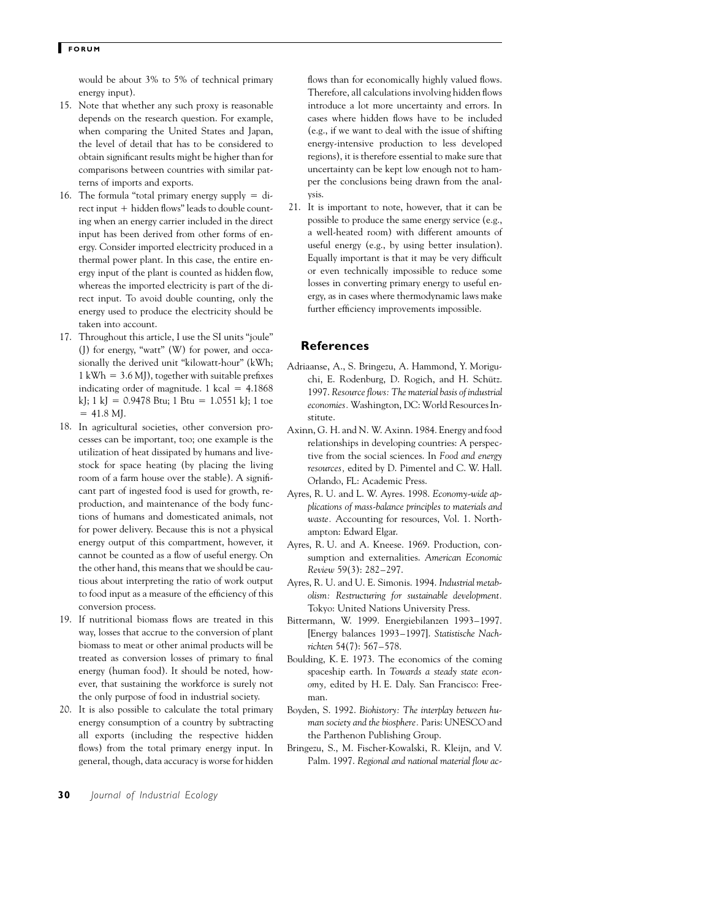would be about 3% to 5% of technical primary energy input).

15. Note that whether any such proxy is reasonable depends on the research question. For example, when comparing the United States and Japan, the level of detail that has to be considered to obtain significant results might be higher than for comparisons between countries with similar patterns of imports and exports.
16. The formula "total primary energy supply = direct input + hidden flows" leads to double counting when an energy carrier included in the direct input has been derived from other forms of energy. Consider imported electricity produced in a thermal power plant. In this case, the entire energy input of the plant is counted as hidden flow, whereas the imported electricity is part of the direct input. To avoid double counting, only the energy used to produce the electricity should be taken into account.
17. Throughout this article, I use the SI units "joule" (J) for energy, "watt" (W) for power, and occasionally the derived unit "kilowatt-hour" (kWh; 1 kWh = 3.6 MJ), together with suitable prefixes indicating order of magnitude. 1 kcal = 4.1868 kJ; 1 kJ = 0.9478 Btu; 1 Btu = 1.0551 kJ; 1 toe = 41.8 MJ.
18. In agricultural societies, other conversion processes can be important, too; one example is the utilization of heat dissipated by humans and livestock for space heating (by placing the living room of a farm house over the stable). A significant part of ingested food is used for growth, reproduction, and maintenance of the body functions of humans and domesticated animals, not for power delivery. Because this is not a physical energy output of this compartment, however, it cannot be counted as a flow of useful energy. On the other hand, this means that we should be cautious about interpreting the ratio of work output to food input as a measure of the efficiency of this conversion process.
19. If nutritional biomass flows are treated in this way, losses that accrue to the conversion of plant biomass to meat or other animal products will be treated as conversion losses of primary to final energy (human food). It should be noted, however, that sustaining the workforce is surely not the only purpose of food in industrial society.
20. It is also possible to calculate the total primary energy consumption of a country by subtracting all exports (including the respective hidden flows) from the total primary energy input. In general, though, data accuracy is worse for hidden flows than for economically highly valued flows. Therefore, all calculations involving hidden flows introduce a lot more uncertainty and errors. In cases where hidden flows have to be included (e.g., if we want to deal with the issue of shifting energy-intensive production to less developed regions), it is therefore essential to make sure that uncertainty can be kept low enough not to hamper the conclusions being drawn from the analysis.
21. It is important to note, however, that it can be possible to produce the same energy service (e.g., a well-heated room) with different amounts of useful energy (e.g., by using better insulation). Equally important is that it may be very difficult or even technically impossible to reduce some losses in converting primary energy to useful energy, as in cases where thermodynamic laws make further efficiency improvements impossible.

## References

Adriaanse, A., S. Bringezu, A. Hammond, Y. Moriguchi, E. Rodenburg, D. Rogich, and H. Schütz. 1997. *Resource flows: The material basis of industrial economies.* Washington, DC: World Resources Institute.

Axinn, G. H. and N. W. Axinn. 1984. Energy and food relationships in developing countries: A perspective from the social sciences. In *Food and energy resources,* edited by D. Pimentel and C. W. Hall. Orlando, FL: Academic Press.

Ayres, R. U. and L. W. Ayres. 1998. *Economy-wide applications of mass-balance principles to materials and waste.* Accounting for resources, Vol. 1. Northampton: Edward Elgar.

Ayres, R. U. and A. Kneese. 1969. Production, consumption and externalities. *American Economic Review* 59(3): 282–297.

Ayres, R. U. and U. E. Simonis. 1994. *Industrial metabolism: Restructuring for sustainable development.* Tokyo: United Nations University Press.

Bittermann, W. 1999. Energiebilanzen 1993–1997. [Energy balances 1993–1997]. *Statistische Nachrichten* 54(7): 567–578.

Boulding, K. E. 1973. The economics of the coming spaceship earth. In *Towards a steady state economy,* edited by H. E. Daly. San Francisco: Freeman.

Boyden, S. 1992. *Biohistory: The interplay between human society and the biosphere.* Paris: UNESCO and the Parthenon Publishing Group.

Bringezu, S., M. Fischer-Kowalski, R. Kleijn, and V. Palm. 1997. *Regional and national material flow ac-*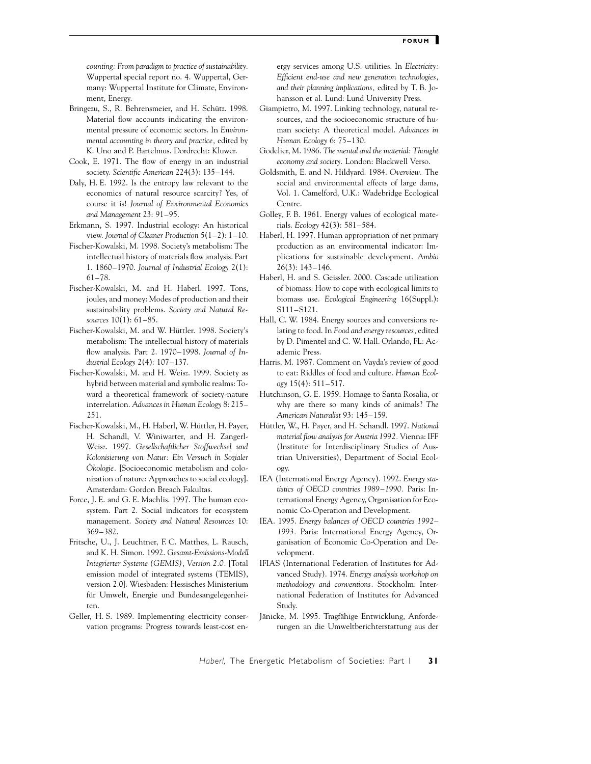*counting: From paradigm to practice of sustainability.* Wuppertal special report no. 4. Wuppertal, Germany: Wuppertal Institute for Climate, Environment, Energy.

Bringezu, S., R. Behrensmeier, and H. Schütz. 1998. Material flow accounts indicating the environmental pressure of economic sectors. In *Environmental accounting in theory and practice*, edited by K. Uno and P. Bartelmus. Dordrecht: Kluwer.

Cook, E. 1971. The flow of energy in an industrial society. *Scientific American* 224(3): 135–144.

Daly, H. E. 1992. Is the entropy law relevant to the economics of natural resource scarcity? Yes, of course it is! *Journal of Environmental Economics and Management* 23: 91–95.

Erkmann, S. 1997. Industrial ecology: An historical view. *Journal of Cleaner Production* 5(1–2): 1–10.

Fischer-Kowalski, M. 1998. Society's metabolism: The intellectual history of materials flow analysis. Part 1. 1860–1970. *Journal of Industrial Ecology* 2(1): 61–78.

Fischer-Kowalski, M. and H. Haberl. 1997. Tons, joules, and money: Modes of production and their sustainability problems. *Society and Natural Resources* 10(1): 61–85.

Fischer-Kowalski, M. and W. Hüttler. 1998. Society's metabolism: The intellectual history of materials flow analysis. Part 2. 1970–1998. *Journal of Industrial Ecology* 2(4): 107–137.

Fischer-Kowalski, M. and H. Weisz. 1999. Society as hybrid between material and symbolic realms: Toward a theoretical framework of society-nature interrelation. *Advances in Human Ecology* 8: 215–251.

Fischer-Kowalski, M., H. Haberl, W. Hüttler, H. Payer, H. Schandl, V. Winiwarter, and H. Zangerl-Weisz. 1997. *Gesellschaftlicher Stoffwechsel und Kolonisierung von Natur: Ein Versuch in Sozialer Ökologie*. [Socioeconomic metabolism and colonization of nature: Approaches to social ecology]. Amsterdam: Gordon Breach Fakultas.

Force, J. E. and G. E. Machlis. 1997. The human ecosystem. Part 2. Social indicators for ecosystem management. *Society and Natural Resources* 10: 369–382.

Fritsche, U., J. Leuchtner, F. C. Matthes, L. Rausch, and K. H. Simon. 1992. *Gesamt-Emissions-Modell Integrierter Systeme (GEMIS), Version 2.0.* [Total emission model of integrated systems (TEMIS), version 2.0]. Wiesbaden: Hessisches Ministerium für Umwelt, Energie und Bundesangelegenheiten.

Geller, H. S. 1989. Implementing electricity conservation programs: Progress towards least-cost energy services among U.S. utilities. In *Electricity: Efficient end-use and new generation technologies, and their planning implications*, edited by T. B. Johansson et al. Lund: Lund University Press.

Giampietro, M. 1997. Linking technology, natural resources, and the socioeconomic structure of human society: A theoretical model. *Advances in Human Ecology* 6: 75–130.

Godelier, M. 1986. *The mental and the material: Thought economy and society.* London: Blackwell Verso.

Goldsmith, E. and N. Hildyard. 1984. *Overview.* The social and environmental effects of large dams, Vol. 1. Camelford, U.K.: Wadebridge Ecological Centre.

Golley, F. B. 1961. Energy values of ecological materials. *Ecology* 42(3): 581–584.

Haberl, H. 1997. Human appropriation of net primary production as an environmental indicator: Implications for sustainable development. *Ambio* 26(3): 143–146.

Haberl, H. and S. Geissler. 2000. Cascade utilization of biomass: How to cope with ecological limits to biomass use. *Ecological Engineering* 16(Suppl.): S111–S121.

Hall, C. W. 1984. Energy sources and conversions relating to food. In *Food and energy resources*, edited by D. Pimentel and C. W. Hall. Orlando, FL: Academic Press.

Harris, M. 1987. Comment on Vayda's review of good to eat: Riddles of food and culture. *Human Ecology* 15(4): 511–517.

Hutchinson, G. E. 1959. Homage to Santa Rosalia, or why are there so many kinds of animals? *The American Naturalist* 93: 145–159.

Hüttler, W., H. Payer, and H. Schandl. 1997. *National material flow analysis for Austria 1992.* Vienna: IFF (Institute for Interdisciplinary Studies of Austrian Universities), Department of Social Ecology.

IEA (International Energy Agency). 1992. *Energy statistics of OECD countries 1989–1990.* Paris: International Energy Agency, Organisation for Economic Co-Operation and Development.

IEA. 1995. *Energy balances of OECD countries 1992–1993.* Paris: International Energy Agency, Organisation of Economic Co-Operation and Development.

IFIAS (International Federation of Institutes for Advanced Study). 1974. *Energy analysis workshop on methodology and conventions.* Stockholm: International Federation of Institutes for Advanced Study.

Jänicke, M. 1995. Tragfähige Entwicklung, Anforderungen an die Umweltberichterstattung aus der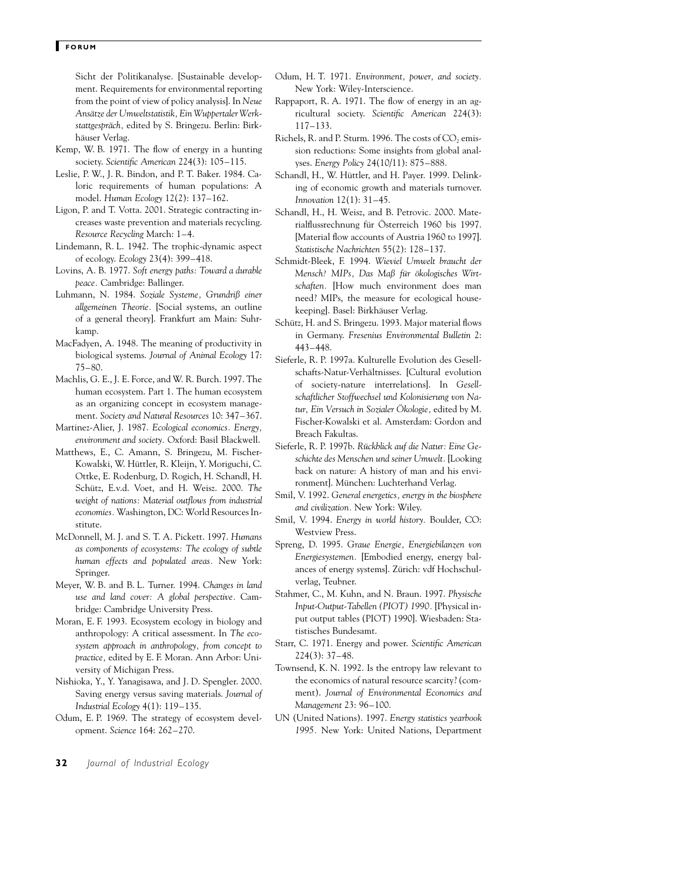Sicht der Politikanalyse. [Sustainable development. Requirements for environmental reporting from the point of view of policy analysis]. In *Neue Ansätze der Umweltstatistik, Ein Wuppertaler Werkstattgespräch,* edited by S. Bringezu. Berlin: Birkhäuser Verlag.

Kemp, W. B. 1971. The flow of energy in a hunting society. *Scientific American* 224(3): 105–115.

Leslie, P. W., J. R. Bindon, and P. T. Baker. 1984. Caloric requirements of human populations: A model. *Human Ecology* 12(2): 137–162.

Ligon, P. and T. Votta. 2001. Strategic contracting increases waste prevention and materials recycling. *Resource Recycling* March: 1–4.

Lindemann, R. L. 1942. The trophic-dynamic aspect of ecology. *Ecology* 23(4): 399–418.

Lovins, A. B. 1977. *Soft energy paths: Toward a durable peace.* Cambridge: Ballinger.

Luhmann, N. 1984. *Soziale Systeme, Grundriß einer allgemeinen Theorie.* [Social systems, an outline of a general theory]. Frankfurt am Main: Suhrkamp.

MacFadyen, A. 1948. The meaning of productivity in biological systems. *Journal of Animal Ecology* 17: 75–80.

Machlis, G. E., J. E. Force, and W. R. Burch. 1997. The human ecosystem. Part 1. The human ecosystem as an organizing concept in ecosystem management. *Society and Natural Resources* 10: 347–367.

Martinez-Alier, J. 1987. *Ecological economics. Energy, environment and society.* Oxford: Basil Blackwell.

Matthews, E., C. Amann, S. Bringezu, M. Fischer-Kowalski, W. Hüttler, R. Kleijn, Y. Moriguchi, C. Ottke, E. Rodenburg, D. Rogich, H. Schandl, H. Schütz, E.v.d. Voet, and H. Weisz. 2000. *The weight of nations: Material outflows from industrial economies.* Washington, DC: World Resources Institute.

McDonnell, M. J. and S. T. A. Pickett. 1997. *Humans as components of ecosystems: The ecology of subtle human effects and populated areas.* New York: Springer.

Meyer, W. B. and B. L. Turner. 1994. *Changes in land use and land cover: A global perspective.* Cambridge: Cambridge University Press.

Moran, E. F. 1993. Ecosystem ecology in biology and anthropology: A critical assessment. In *The ecosystem approach in anthropology, from concept to practice,* edited by E. F. Moran. Ann Arbor: University of Michigan Press.

Nishioka, Y., Y. Yanagisawa, and J. D. Spengler. 2000. Saving energy versus saving materials. *Journal of Industrial Ecology* 4(1): 119–135.

Odum, E. P. 1969. The strategy of ecosystem development. *Science* 164: 262–270.

Odum, H. T. 1971. *Environment, power, and society.* New York: Wiley-Interscience.

Rappaport, R. A. 1971. The flow of energy in an agricultural society. *Scientific American* 224(3): 117–133.

Richels, R. and P. Sturm. 1996. The costs of $CO_2$ emission reductions: Some insights from global analyses. *Energy Policy* 24(10/11): 875–888.

Schandl, H., W. Hüttler, and H. Payer. 1999. Delinking of economic growth and materials turnover. *Innovation* 12(1): 31–45.

Schandl, H., H. Weisz, and B. Petrovic. 2000. Materialflussrechnung für Österreich 1960 bis 1997. [Material flow accounts of Austria 1960 to 1997]. *Statistische Nachrichten* 55(2): 128–137.

Schmidt-Bleek, F. 1994. *Wieviel Umwelt braucht der Mensch? MIPs, Das Maß für ökologisches Wirtschaften.* [How much environment does man need? MIPs, the measure for ecological housekeeping]. Basel: Birkhäuser Verlag.

Schütz, H. and S. Bringezu. 1993. Major material flows in Germany. *Fresenius Environmental Bulletin* 2: 443–448.

Sieferle, R. P. 1997a. Kulturelle Evolution des Gesellschafts-Natur-Verhältnisses. [Cultural evolution of society-nature interrelations]. In *Gesellschaftlicher Stoffwechsel und Kolonisierung von Natur, Ein Versuch in Sozialer Ökologie,* edited by M. Fischer-Kowalski et al. Amsterdam: Gordon and Breach Fakultas.

Sieferle, R. P. 1997b. *Rückblick auf die Natur: Eine Geschichte des Menschen und seiner Umwelt.* [Looking back on nature: A history of man and his environment]. München: Luchterhand Verlag.

Smil, V. 1992. *General energetics, energy in the biosphere and civilization.* New York: Wiley.

Smil, V. 1994. *Energy in world history.* Boulder, CO: Westview Press.

Spreng, D. 1995. *Graue Energie, Energiebilanzen von Energiesystemen.* [Embodied energy, energy balances of energy systems]. Zürich: vdf Hochschulverlag, Teubner.

Stahmer, C., M. Kuhn, and N. Braun. 1997. *Physische Input-Output-Tabellen (PIOT) 1990.* [Physical input output tables (PIOT) 1990]. Wiesbaden: Statistisches Bundesamt.

Starr, C. 1971. Energy and power. *Scientific American* 224(3): 37–48.

Townsend, K. N. 1992. Is the entropy law relevant to the economics of natural resource scarcity? (comment). *Journal of Environmental Economics and Management* 23: 96–100.

UN (United Nations). 1997. *Energy statistics yearbook 1995.* New York: United Nations, Department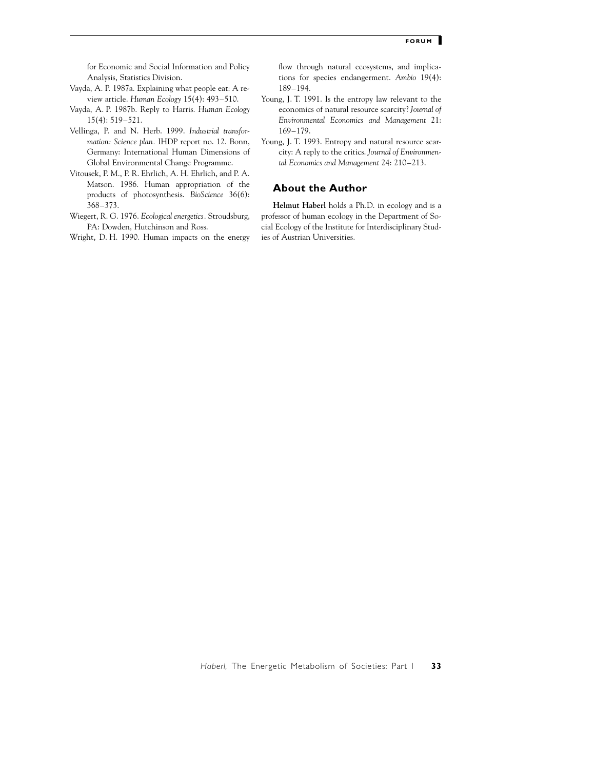for Economic and Social Information and Policy Analysis, Statistics Division.

Vayda, A. P. 1987a. Explaining what people eat: A review article. *Human Ecology* 15(4): 493–510.

Vayda, A. P. 1987b. Reply to Harris. *Human Ecology* 15(4): 519–521.

Vellinga, P. and N. Herb. 1999. *Industrial transformation: Science plan*. IHDP report no. 12. Bonn, Germany: International Human Dimensions of Global Environmental Change Programme.

Vitousek, P. M., P. R. Ehrlich, A. H. Ehrlich, and P. A. Matson. 1986. Human appropriation of the products of photosynthesis. *BioScience* 36(6): 368–373.

Wiegert, R. G. 1976. *Ecological energetics*. Stroudsburg, PA: Dowden, Hutchinson and Ross.

Wright, D. H. 1990. Human impacts on the energy flow through natural ecosystems, and implications for species endangerment. *Ambio* 19(4): 189–194.

Young, J. T. 1991. Is the entropy law relevant to the economics of natural resource scarcity? *Journal of Environmental Economics and Management* 21: 169–179.

Young, J. T. 1993. Entropy and natural resource scarcity: A reply to the critics. *Journal of Environmental Economics and Management* 24: 210–213.

## About the Author

**Helmut Haberl** holds a Ph.D. in ecology and is a professor of human ecology in the Department of Social Ecology of the Institute for Interdisciplinary Studies of Austrian Universities.